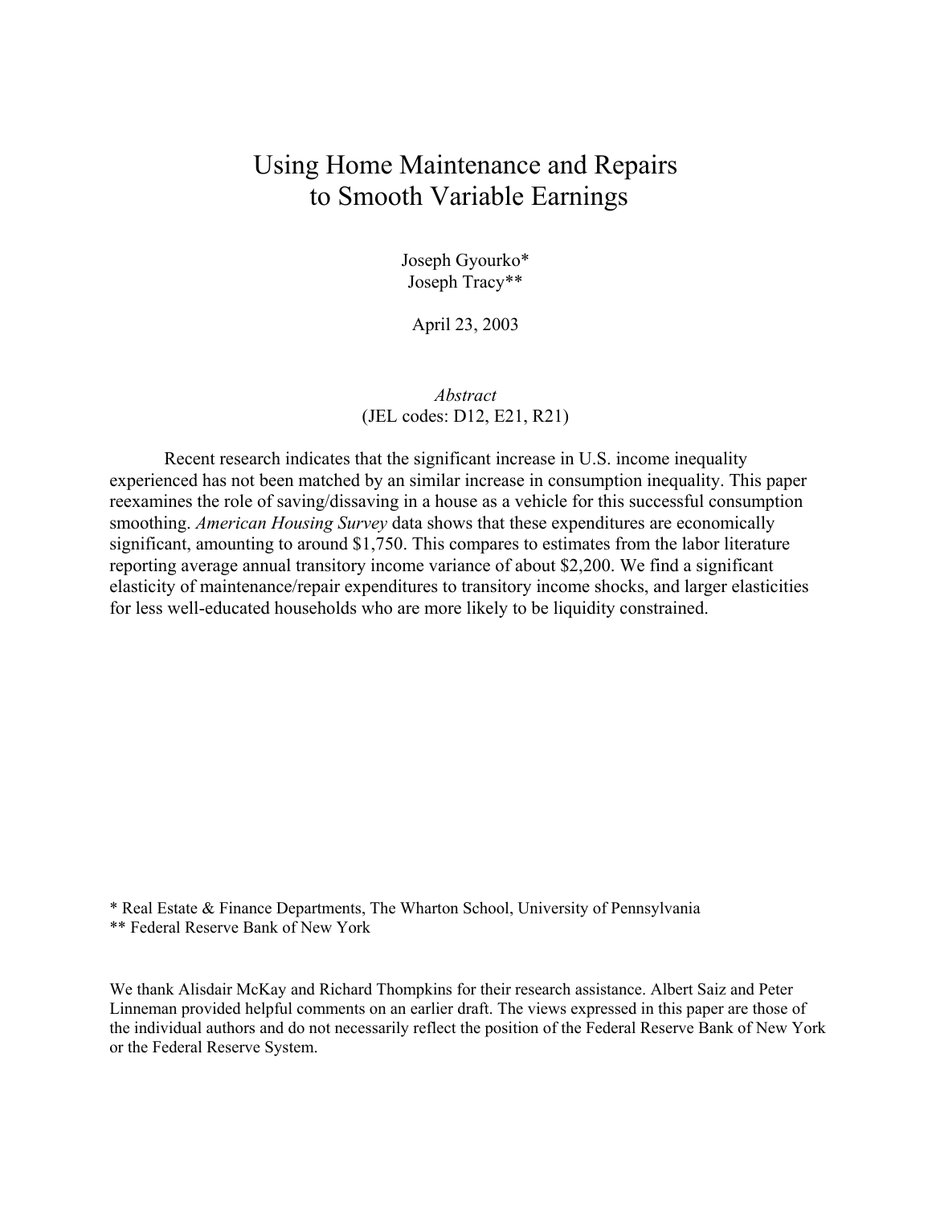# Using Home Maintenance and Repairs to Smooth Variable Earnings

Joseph Gyourko*
Joseph Tracy**

April 23, 2003

*Abstract*
(JEL codes: D12, E21, R21)

Recent research indicates that the significant increase in U.S. income inequality experienced has not been matched by an similar increase in consumption inequality. This paper reexamines the role of saving/dissaving in a house as a vehicle for this successful consumption smoothing. *American Housing Survey* data shows that these expenditures are economically significant, amounting to around $1,750. This compares to estimates from the labor literature reporting average annual transitory income variance of about $2,200. We find a significant elasticity of maintenance/repair expenditures to transitory income shocks, and larger elasticities for less well-educated households who are more likely to be liquidity constrained.

\* Real Estate & Finance Departments, The Wharton School, University of Pennsylvania
\*\* Federal Reserve Bank of New York

We thank Alisdair McKay and Richard Thompkins for their research assistance. Albert Saiz and Peter Linneman provided helpful comments on an earlier draft. The views expressed in this paper are those of the individual authors and do not necessarily reflect the position of the Federal Reserve Bank of New York or the Federal Reserve System.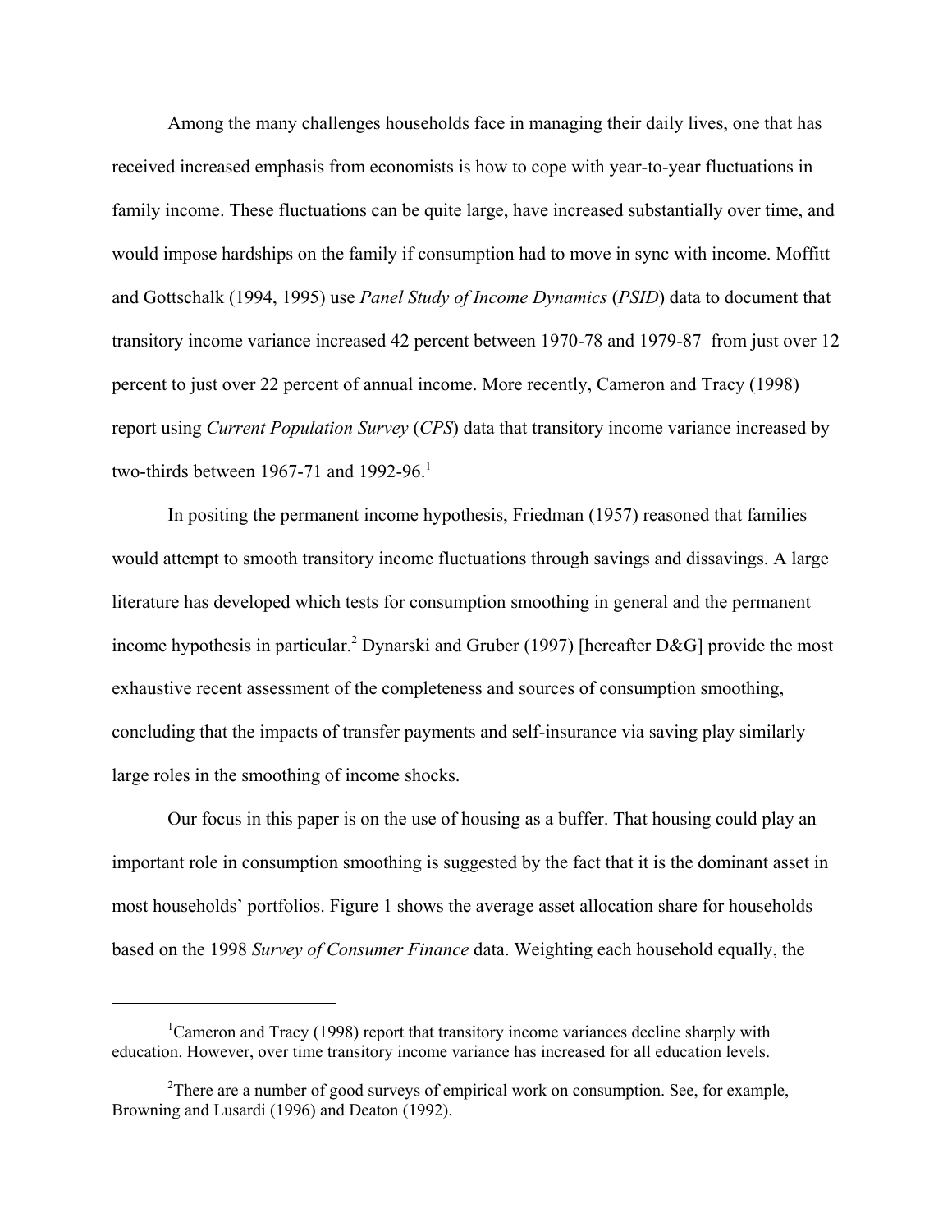Among the many challenges households face in managing their daily lives, one that has received increased emphasis from economists is how to cope with year-to-year fluctuations in family income. These fluctuations can be quite large, have increased substantially over time, and would impose hardships on the family if consumption had to move in sync with income. Moffitt and Gottschalk (1994, 1995) use *Panel Study of Income Dynamics* (*PSID*) data to document that transitory income variance increased 42 percent between 1970-78 and 1979-87–from just over 12 percent to just over 22 percent of annual income. More recently, Cameron and Tracy (1998) report using *Current Population Survey* (*CPS*) data that transitory income variance increased by two-thirds between 1967-71 and 1992-96.[1]

In positing the permanent income hypothesis, Friedman (1957) reasoned that families would attempt to smooth transitory income fluctuations through savings and dissavings. A large literature has developed which tests for consumption smoothing in general and the permanent income hypothesis in particular.[2] Dynarski and Gruber (1997) [hereafter D&G] provide the most exhaustive recent assessment of the completeness and sources of consumption smoothing, concluding that the impacts of transfer payments and self-insurance via saving play similarly large roles in the smoothing of income shocks.

Our focus in this paper is on the use of housing as a buffer. That housing could play an important role in consumption smoothing is suggested by the fact that it is the dominant asset in most households' portfolios. Figure 1 shows the average asset allocation share for households based on the 1998 *Survey of Consumer Finance* data. Weighting each household equally, the

---

[1] Cameron and Tracy (1998) report that transitory income variances decline sharply with education. However, over time transitory income variance has increased for all education levels.

[2] There are a number of good surveys of empirical work on consumption. See, for example, Browning and Lusardi (1996) and Deaton (1992).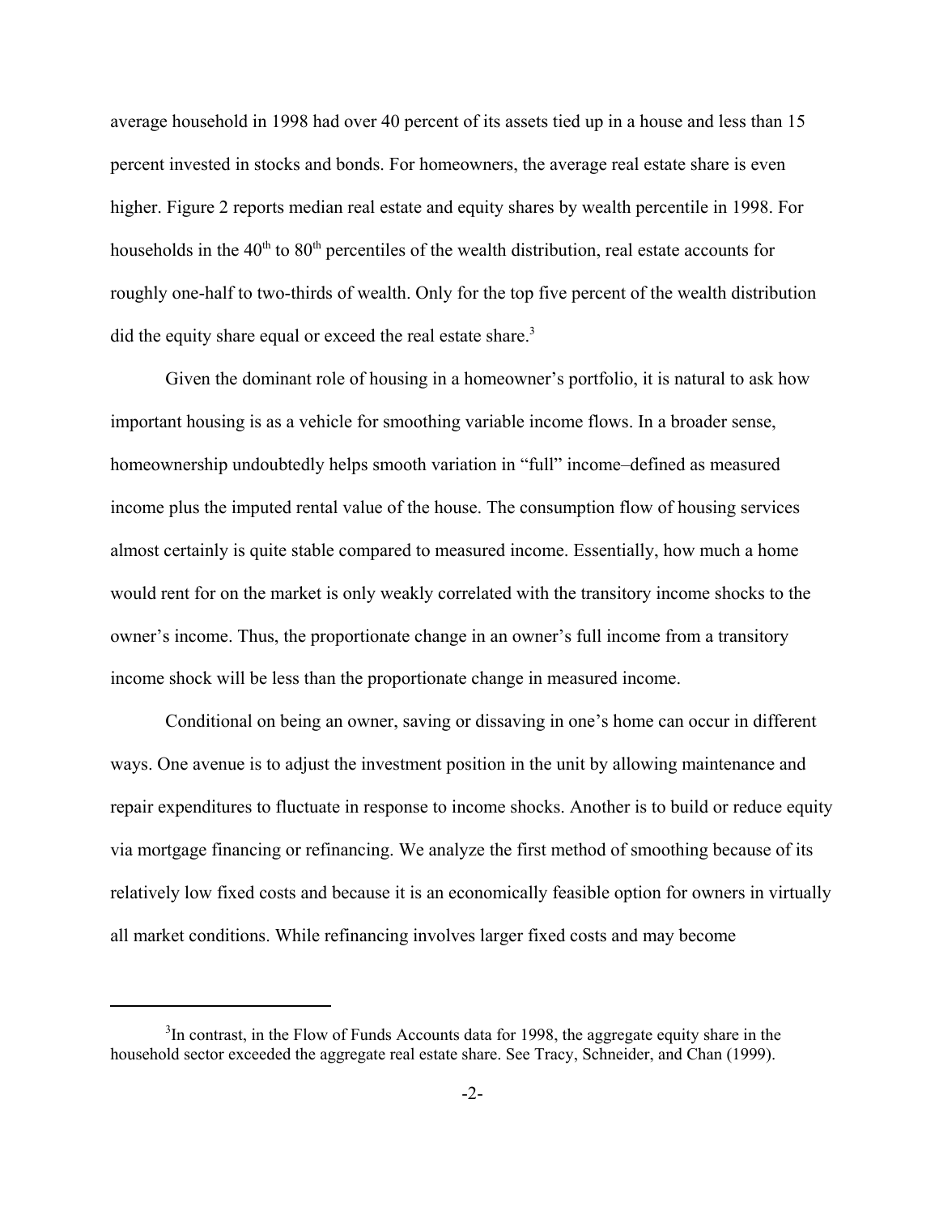average household in 1998 had over 40 percent of its assets tied up in a house and less than 15 percent invested in stocks and bonds. For homeowners, the average real estate share is even higher. Figure 2 reports median real estate and equity shares by wealth percentile in 1998. For households in the 40th to 80th percentiles of the wealth distribution, real estate accounts for roughly one-half to two-thirds of wealth. Only for the top five percent of the wealth distribution did the equity share equal or exceed the real estate share.[3]

Given the dominant role of housing in a homeowner's portfolio, it is natural to ask how important housing is as a vehicle for smoothing variable income flows. In a broader sense, homeownership undoubtedly helps smooth variation in "full" income–defined as measured income plus the imputed rental value of the house. The consumption flow of housing services almost certainly is quite stable compared to measured income. Essentially, how much a home would rent for on the market is only weakly correlated with the transitory income shocks to the owner's income. Thus, the proportionate change in an owner's full income from a transitory income shock will be less than the proportionate change in measured income.

Conditional on being an owner, saving or dissaving in one's home can occur in different ways. One avenue is to adjust the investment position in the unit by allowing maintenance and repair expenditures to fluctuate in response to income shocks. Another is to build or reduce equity via mortgage financing or refinancing. We analyze the first method of smoothing because of its relatively low fixed costs and because it is an economically feasible option for owners in virtually all market conditions. While refinancing involves larger fixed costs and may become

---

[3] In contrast, in the Flow of Funds Accounts data for 1998, the aggregate equity share in the household sector exceeded the aggregate real estate share. See Tracy, Schneider, and Chan (1999).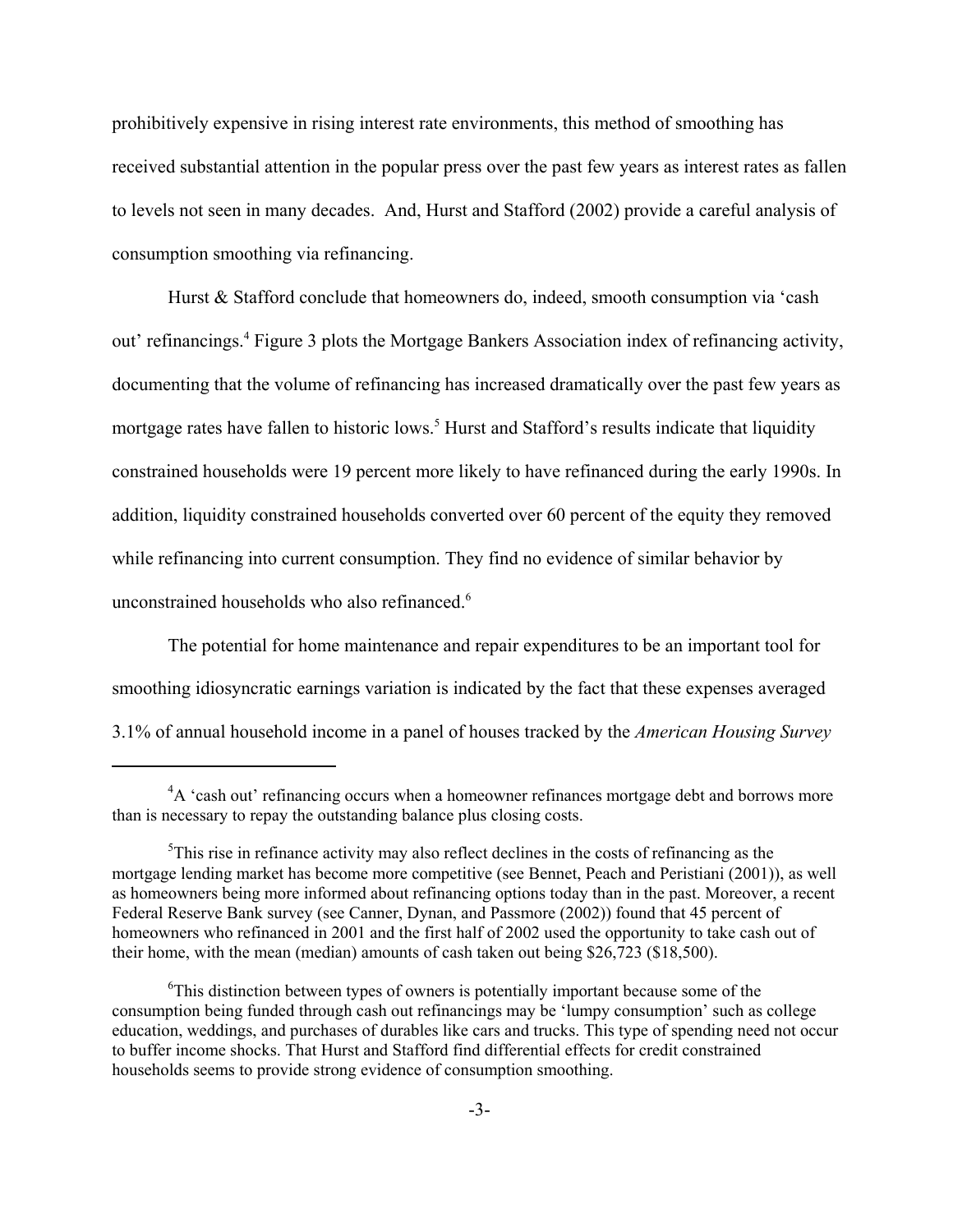prohibitively expensive in rising interest rate environments, this method of smoothing has received substantial attention in the popular press over the past few years as interest rates as fallen to levels not seen in many decades. And, Hurst and Stafford (2002) provide a careful analysis of consumption smoothing via refinancing.

Hurst & Stafford conclude that homeowners do, indeed, smooth consumption via 'cash out' refinancings.[4] Figure 3 plots the Mortgage Bankers Association index of refinancing activity, documenting that the volume of refinancing has increased dramatically over the past few years as mortgage rates have fallen to historic lows.[5] Hurst and Stafford's results indicate that liquidity constrained households were 19 percent more likely to have refinanced during the early 1990s. In addition, liquidity constrained households converted over 60 percent of the equity they removed while refinancing into current consumption. They find no evidence of similar behavior by unconstrained households who also refinanced.[6]

The potential for home maintenance and repair expenditures to be an important tool for smoothing idiosyncratic earnings variation is indicated by the fact that these expenses averaged 3.1% of annual household income in a panel of houses tracked by the *American Housing Survey*

---

[4] A 'cash out' refinancing occurs when a homeowner refinances mortgage debt and borrows more than is necessary to repay the outstanding balance plus closing costs.

[5] This rise in refinance activity may also reflect declines in the costs of refinancing as the mortgage lending market has become more competitive (see Bennet, Peach and Peristiani (2001)), as well as homeowners being more informed about refinancing options today than in the past. Moreover, a recent Federal Reserve Bank survey (see Canner, Dynan, and Passmore (2002)) found that 45 percent of homeowners who refinanced in 2001 and the first half of 2002 used the opportunity to take cash out of their home, with the mean (median) amounts of cash taken out being $26,723 ($18,500).

[6] This distinction between types of owners is potentially important because some of the consumption being funded through cash out refinancings may be 'lumpy consumption' such as college education, weddings, and purchases of durables like cars and trucks. This type of spending need not occur to buffer income shocks. That Hurst and Stafford find differential effects for credit constrained households seems to provide strong evidence of consumption smoothing.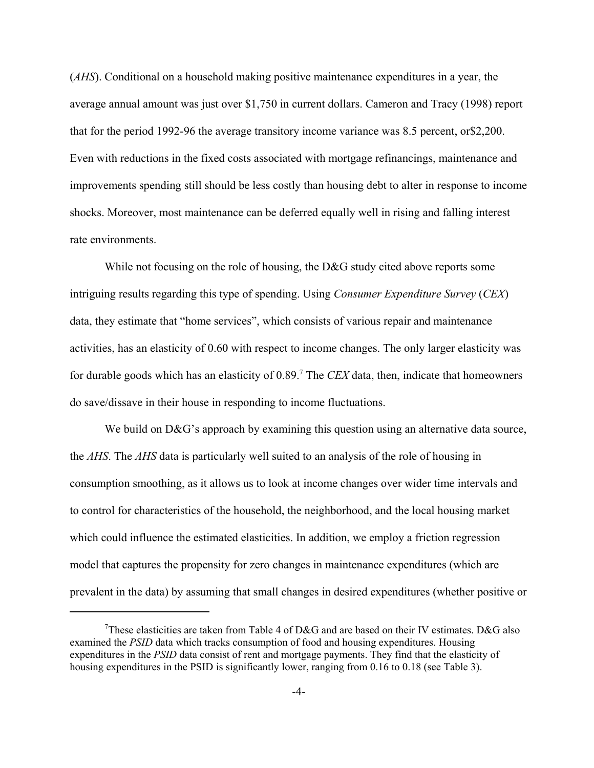(*AHS*). Conditional on a household making positive maintenance expenditures in a year, the average annual amount was just over $1,750 in current dollars. Cameron and Tracy (1998) report that for the period 1992-96 the average transitory income variance was 8.5 percent, or$2,200. Even with reductions in the fixed costs associated with mortgage refinancings, maintenance and improvements spending still should be less costly than housing debt to alter in response to income shocks. Moreover, most maintenance can be deferred equally well in rising and falling interest rate environments.

While not focusing on the role of housing, the D&G study cited above reports some intriguing results regarding this type of spending. Using *Consumer Expenditure Survey* (*CEX*) data, they estimate that "home services", which consists of various repair and maintenance activities, has an elasticity of 0.60 with respect to income changes. The only larger elasticity was for durable goods which has an elasticity of 0.89.[7] The *CEX* data, then, indicate that homeowners do save/dissave in their house in responding to income fluctuations.

We build on D&G's approach by examining this question using an alternative data source, the *AHS*. The *AHS* data is particularly well suited to an analysis of the role of housing in consumption smoothing, as it allows us to look at income changes over wider time intervals and to control for characteristics of the household, the neighborhood, and the local housing market which could influence the estimated elasticities. In addition, we employ a friction regression model that captures the propensity for zero changes in maintenance expenditures (which are prevalent in the data) by assuming that small changes in desired expenditures (whether positive or

---

[7]These elasticities are taken from Table 4 of D&G and are based on their IV estimates. D&G also examined the *PSID* data which tracks consumption of food and housing expenditures. Housing expenditures in the *PSID* data consist of rent and mortgage payments. They find that the elasticity of housing expenditures in the PSID is significantly lower, ranging from 0.16 to 0.18 (see Table 3).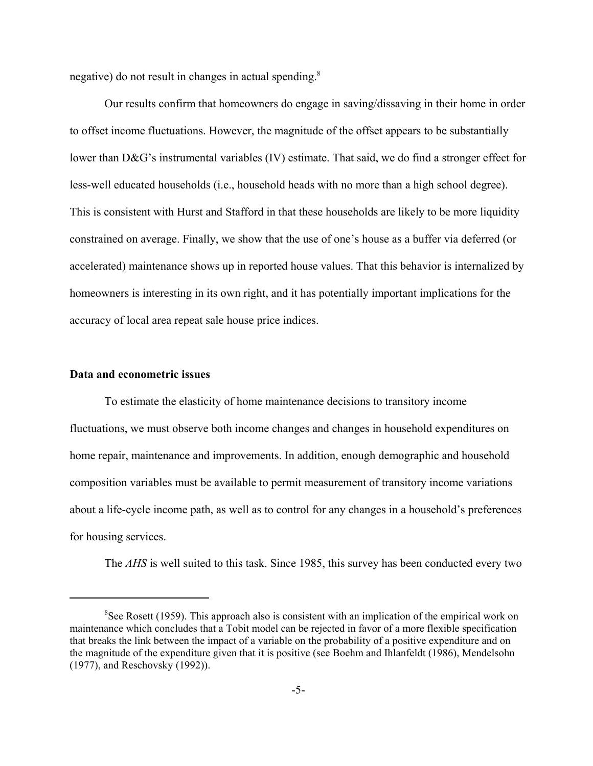negative) do not result in changes in actual spending.[8]

Our results confirm that homeowners do engage in saving/dissaving in their home in order to offset income fluctuations. However, the magnitude of the offset appears to be substantially lower than D&G's instrumental variables (IV) estimate. That said, we do find a stronger effect for less-well educated households (i.e., household heads with no more than a high school degree). This is consistent with Hurst and Stafford in that these households are likely to be more liquidity constrained on average. Finally, we show that the use of one's house as a buffer via deferred (or accelerated) maintenance shows up in reported house values. That this behavior is internalized by homeowners is interesting in its own right, and it has potentially important implications for the accuracy of local area repeat sale house price indices.

**Data and econometric issues**

To estimate the elasticity of home maintenance decisions to transitory income fluctuations, we must observe both income changes and changes in household expenditures on home repair, maintenance and improvements. In addition, enough demographic and household composition variables must be available to permit measurement of transitory income variations about a life-cycle income path, as well as to control for any changes in a household's preferences for housing services.

The *AHS* is well suited to this task. Since 1985, this survey has been conducted every two

[8]See Rosett (1959). This approach also is consistent with an implication of the empirical work on maintenance which concludes that a Tobit model can be rejected in favor of a more flexible specification that breaks the link between the impact of a variable on the probability of a positive expenditure and on the magnitude of the expenditure given that it is positive (see Boehm and Ihlanfeldt (1986), Mendelsohn (1977), and Reschovsky (1992)).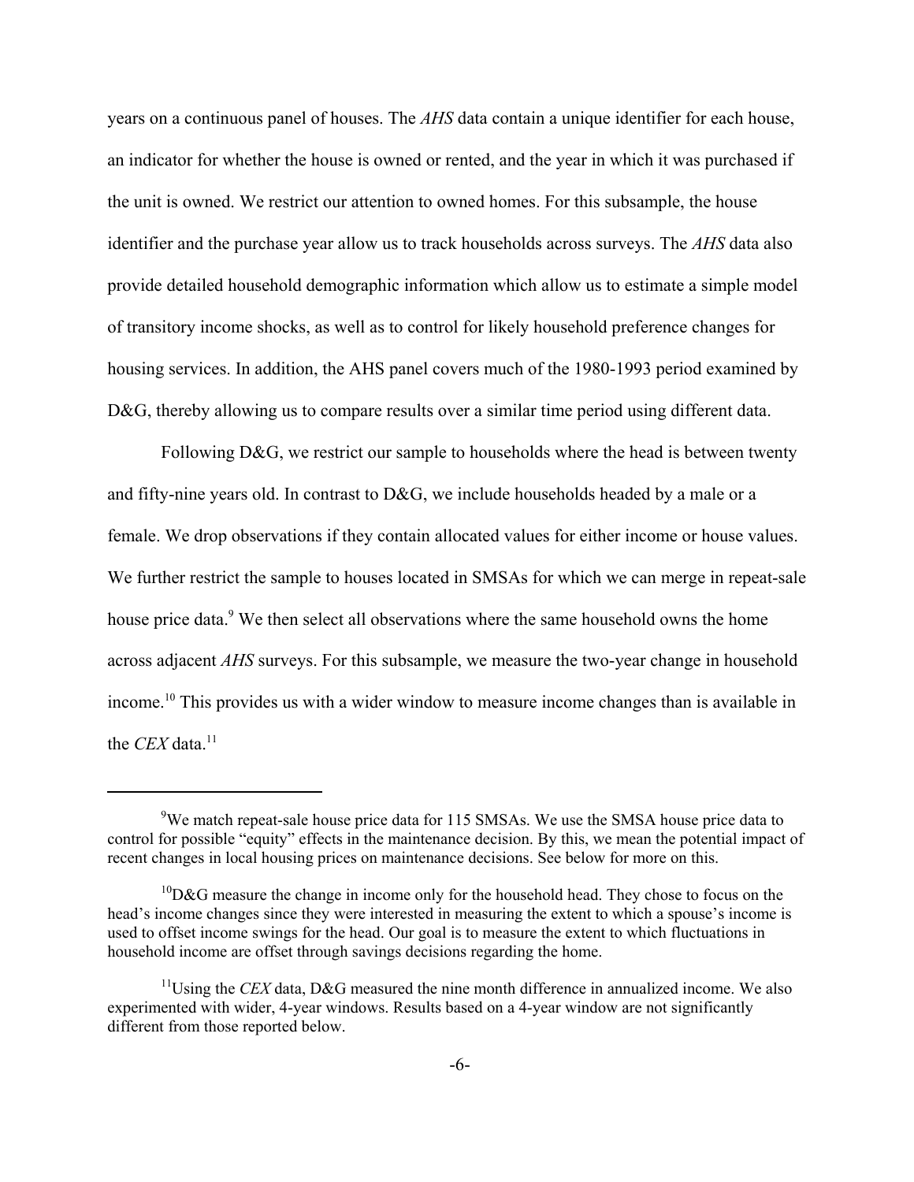years on a continuous panel of houses. The *AHS* data contain a unique identifier for each house, an indicator for whether the house is owned or rented, and the year in which it was purchased if the unit is owned. We restrict our attention to owned homes. For this subsample, the house identifier and the purchase year allow us to track households across surveys. The *AHS* data also provide detailed household demographic information which allow us to estimate a simple model of transitory income shocks, as well as to control for likely household preference changes for housing services. In addition, the AHS panel covers much of the 1980-1993 period examined by D&G, thereby allowing us to compare results over a similar time period using different data.

Following D&G, we restrict our sample to households where the head is between twenty and fifty-nine years old. In contrast to D&G, we include households headed by a male or a female. We drop observations if they contain allocated values for either income or house values. We further restrict the sample to houses located in SMSAs for which we can merge in repeat-sale house price data.[9] We then select all observations where the same household owns the home across adjacent *AHS* surveys. For this subsample, we measure the two-year change in household income.[10] This provides us with a wider window to measure income changes than is available in the *CEX* data.[11]

---

[9]We match repeat-sale house price data for 115 SMSAs. We use the SMSA house price data to control for possible "equity" effects in the maintenance decision. By this, we mean the potential impact of recent changes in local housing prices on maintenance decisions. See below for more on this.

[10]D&G measure the change in income only for the household head. They chose to focus on the head's income changes since they were interested in measuring the extent to which a spouse's income is used to offset income swings for the head. Our goal is to measure the extent to which fluctuations in household income are offset through savings decisions regarding the home.

[11]Using the *CEX* data, D&G measured the nine month difference in annualized income. We also experimented with wider, 4-year windows. Results based on a 4-year window are not significantly different from those reported below.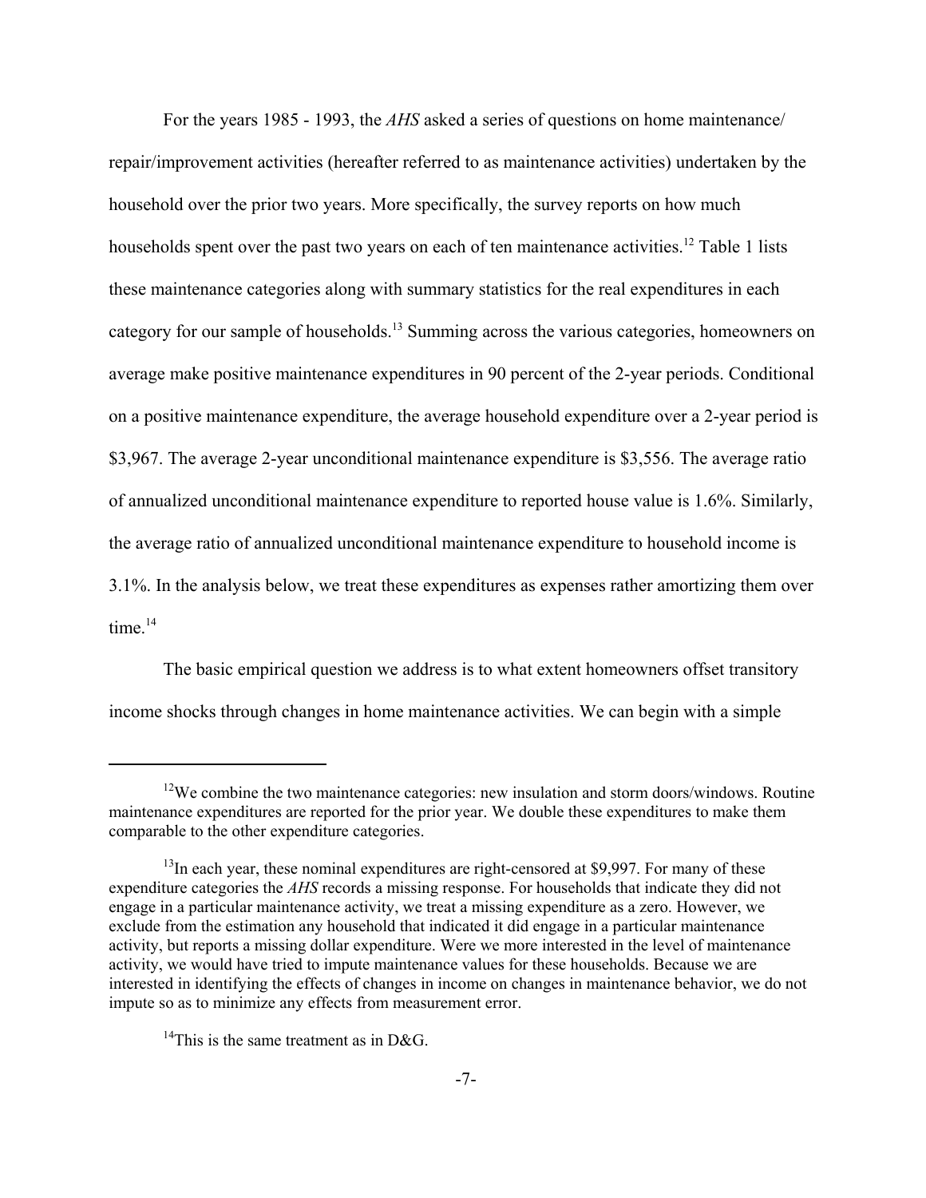For the years 1985 - 1993, the *AHS* asked a series of questions on home maintenance/ repair/improvement activities (hereafter referred to as maintenance activities) undertaken by the household over the prior two years. More specifically, the survey reports on how much households spent over the past two years on each of ten maintenance activities.[12] Table 1 lists these maintenance categories along with summary statistics for the real expenditures in each category for our sample of households.[13] Summing across the various categories, homeowners on average make positive maintenance expenditures in 90 percent of the 2-year periods. Conditional on a positive maintenance expenditure, the average household expenditure over a 2-year period is \$3,967. The average 2-year unconditional maintenance expenditure is \$3,556. The average ratio of annualized unconditional maintenance expenditure to reported house value is 1.6%. Similarly, the average ratio of annualized unconditional maintenance expenditure to household income is 3.1%. In the analysis below, we treat these expenditures as expenses rather amortizing them over time.[14]

The basic empirical question we address is to what extent homeowners offset transitory income shocks through changes in home maintenance activities. We can begin with a simple

---

[12]We combine the two maintenance categories: new insulation and storm doors/windows. Routine maintenance expenditures are reported for the prior year. We double these expenditures to make them comparable to the other expenditure categories.

[13]In each year, these nominal expenditures are right-censored at \$9,997. For many of these expenditure categories the *AHS* records a missing response. For households that indicate they did not engage in a particular maintenance activity, we treat a missing expenditure as a zero. However, we exclude from the estimation any household that indicated it did engage in a particular maintenance activity, but reports a missing dollar expenditure. Were we more interested in the level of maintenance activity, we would have tried to impute maintenance values for these households. Because we are interested in identifying the effects of changes in income on changes in maintenance behavior, we do not impute so as to minimize any effects from measurement error.

[14]This is the same treatment as in D&G.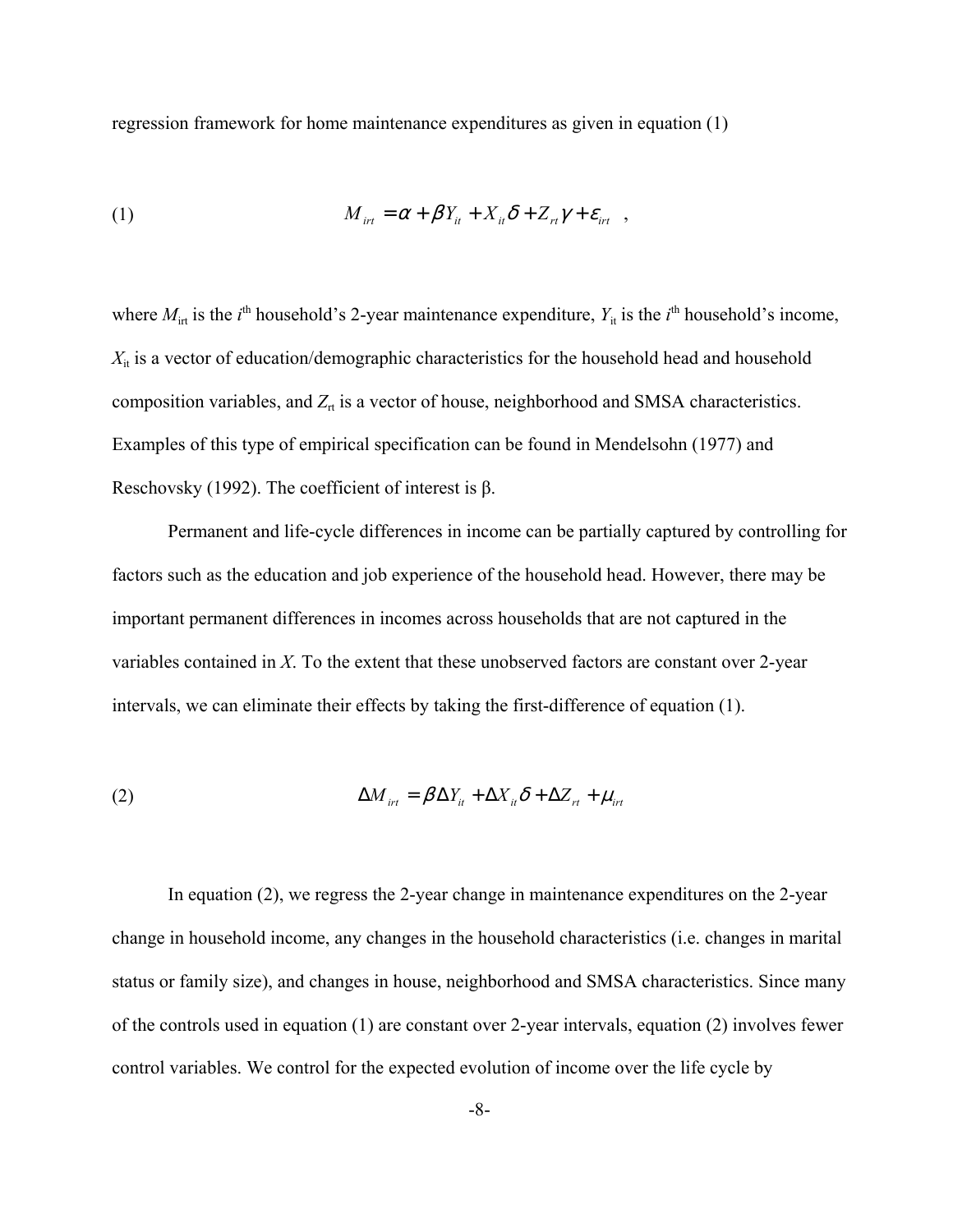regression framework for home maintenance expenditures as given in equation (1)

$$M_{irt} = \alpha + \beta Y_{it} + X_{it}\delta + Z_{rt}\gamma + \varepsilon_{irt} \quad , \tag{1}$$

where $M_{irt}$ is the $i^{th}$ household's 2-year maintenance expenditure, $Y_{it}$ is the $i^{th}$ household's income, $X_{it}$ is a vector of education/demographic characteristics for the household head and household composition variables, and $Z_{rt}$ is a vector of house, neighborhood and SMSA characteristics. Examples of this type of empirical specification can be found in Mendelsohn (1977) and Reschovsky (1992). The coefficient of interest is β.

Permanent and life-cycle differences in income can be partially captured by controlling for factors such as the education and job experience of the household head. However, there may be important permanent differences in incomes across households that are not captured in the variables contained in *X*. To the extent that these unobserved factors are constant over 2-year intervals, we can eliminate their effects by taking the first-difference of equation (1).

$$\Delta M_{irt} = \beta \Delta Y_{it} + \Delta X_{it}\delta + \Delta Z_{rt} + \mu_{irt} \tag{2}$$

In equation (2), we regress the 2-year change in maintenance expenditures on the 2-year change in household income, any changes in the household characteristics (i.e. changes in marital status or family size), and changes in house, neighborhood and SMSA characteristics. Since many of the controls used in equation (1) are constant over 2-year intervals, equation (2) involves fewer control variables. We control for the expected evolution of income over the life cycle by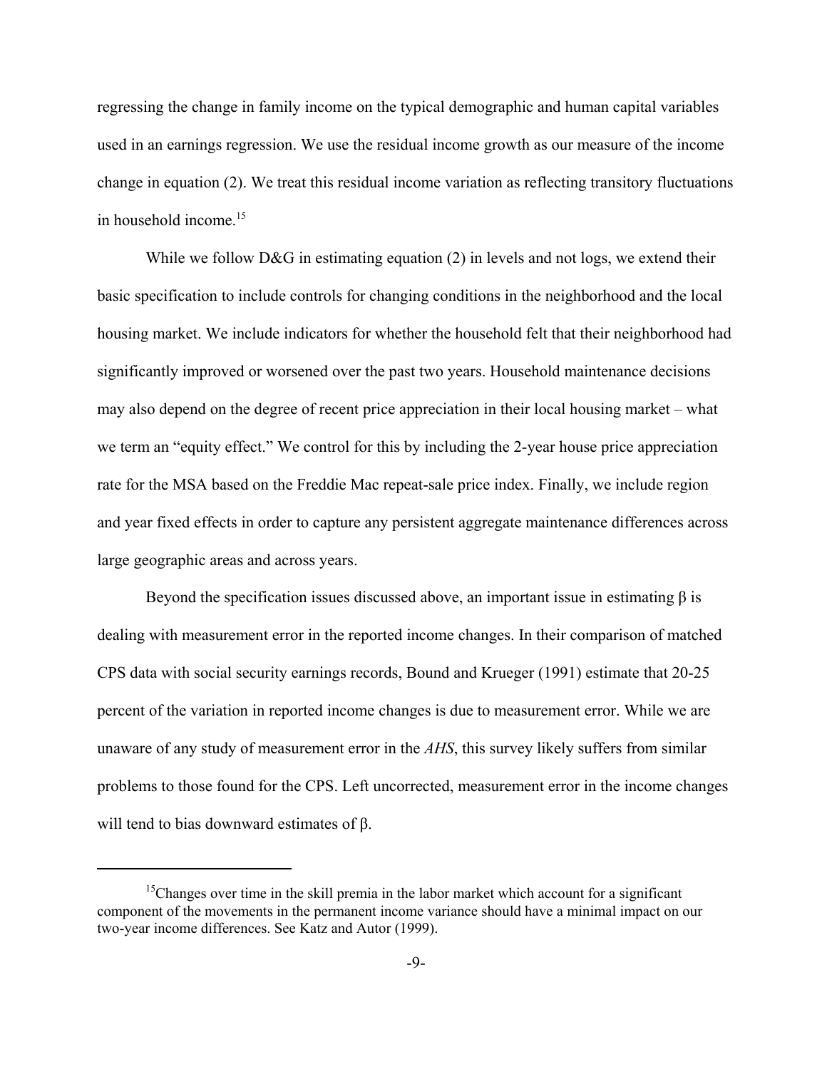regressing the change in family income on the typical demographic and human capital variables used in an earnings regression. We use the residual income growth as our measure of the income change in equation (2). We treat this residual income variation as reflecting transitory fluctuations in household income.[15]

While we follow D&G in estimating equation (2) in levels and not logs, we extend their basic specification to include controls for changing conditions in the neighborhood and the local housing market. We include indicators for whether the household felt that their neighborhood had significantly improved or worsened over the past two years. Household maintenance decisions may also depend on the degree of recent price appreciation in their local housing market – what we term an "equity effect." We control for this by including the 2-year house price appreciation rate for the MSA based on the Freddie Mac repeat-sale price index. Finally, we include region and year fixed effects in order to capture any persistent aggregate maintenance differences across large geographic areas and across years.

Beyond the specification issues discussed above, an important issue in estimating $\beta$ is dealing with measurement error in the reported income changes. In their comparison of matched CPS data with social security earnings records, Bound and Krueger (1991) estimate that 20-25 percent of the variation in reported income changes is due to measurement error. While we are unaware of any study of measurement error in the *AHS*, this survey likely suffers from similar problems to those found for the CPS. Left uncorrected, measurement error in the income changes will tend to bias downward estimates of $\beta$.

---

[15]Changes over time in the skill premia in the labor market which account for a significant component of the movements in the permanent income variance should have a minimal impact on our two-year income differences. See Katz and Autor (1999).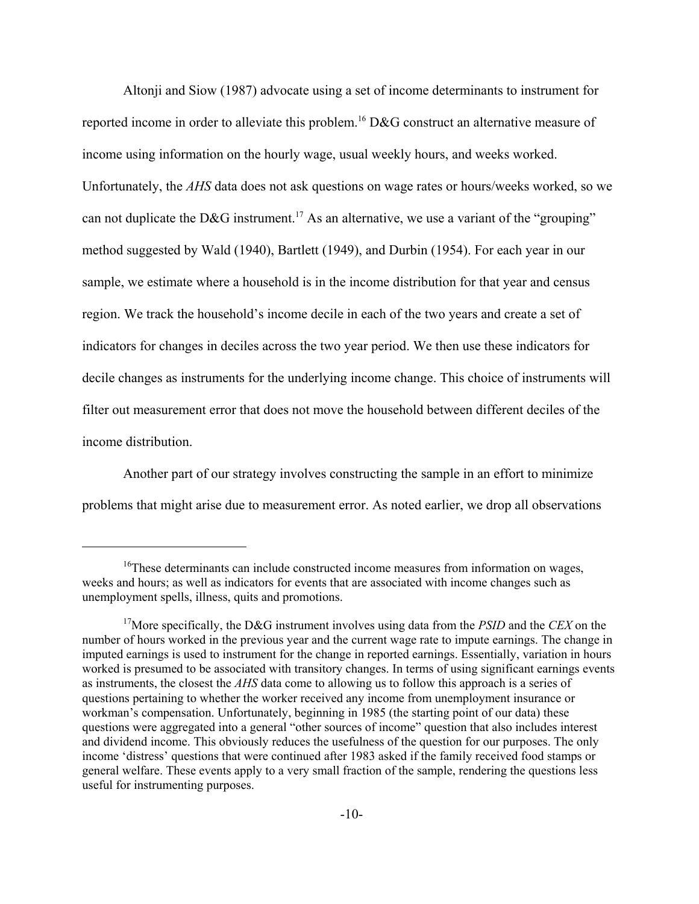Altonji and Siow (1987) advocate using a set of income determinants to instrument for reported income in order to alleviate this problem.[16] D&G construct an alternative measure of income using information on the hourly wage, usual weekly hours, and weeks worked. Unfortunately, the *AHS* data does not ask questions on wage rates or hours/weeks worked, so we can not duplicate the D&G instrument.[17] As an alternative, we use a variant of the "grouping" method suggested by Wald (1940), Bartlett (1949), and Durbin (1954). For each year in our sample, we estimate where a household is in the income distribution for that year and census region. We track the household's income decile in each of the two years and create a set of indicators for changes in deciles across the two year period. We then use these indicators for decile changes as instruments for the underlying income change. This choice of instruments will filter out measurement error that does not move the household between different deciles of the income distribution.

Another part of our strategy involves constructing the sample in an effort to minimize problems that might arise due to measurement error. As noted earlier, we drop all observations

---

[16]These determinants can include constructed income measures from information on wages, weeks and hours; as well as indicators for events that are associated with income changes such as unemployment spells, illness, quits and promotions.

[17]More specifically, the D&G instrument involves using data from the *PSID* and the *CEX* on the number of hours worked in the previous year and the current wage rate to impute earnings. The change in imputed earnings is used to instrument for the change in reported earnings. Essentially, variation in hours worked is presumed to be associated with transitory changes. In terms of using significant earnings events as instruments, the closest the *AHS* data come to allowing us to follow this approach is a series of questions pertaining to whether the worker received any income from unemployment insurance or workman's compensation. Unfortunately, beginning in 1985 (the starting point of our data) these questions were aggregated into a general "other sources of income" question that also includes interest and dividend income. This obviously reduces the usefulness of the question for our purposes. The only income 'distress' questions that were continued after 1983 asked if the family received food stamps or general welfare. These events apply to a very small fraction of the sample, rendering the questions less useful for instrumenting purposes.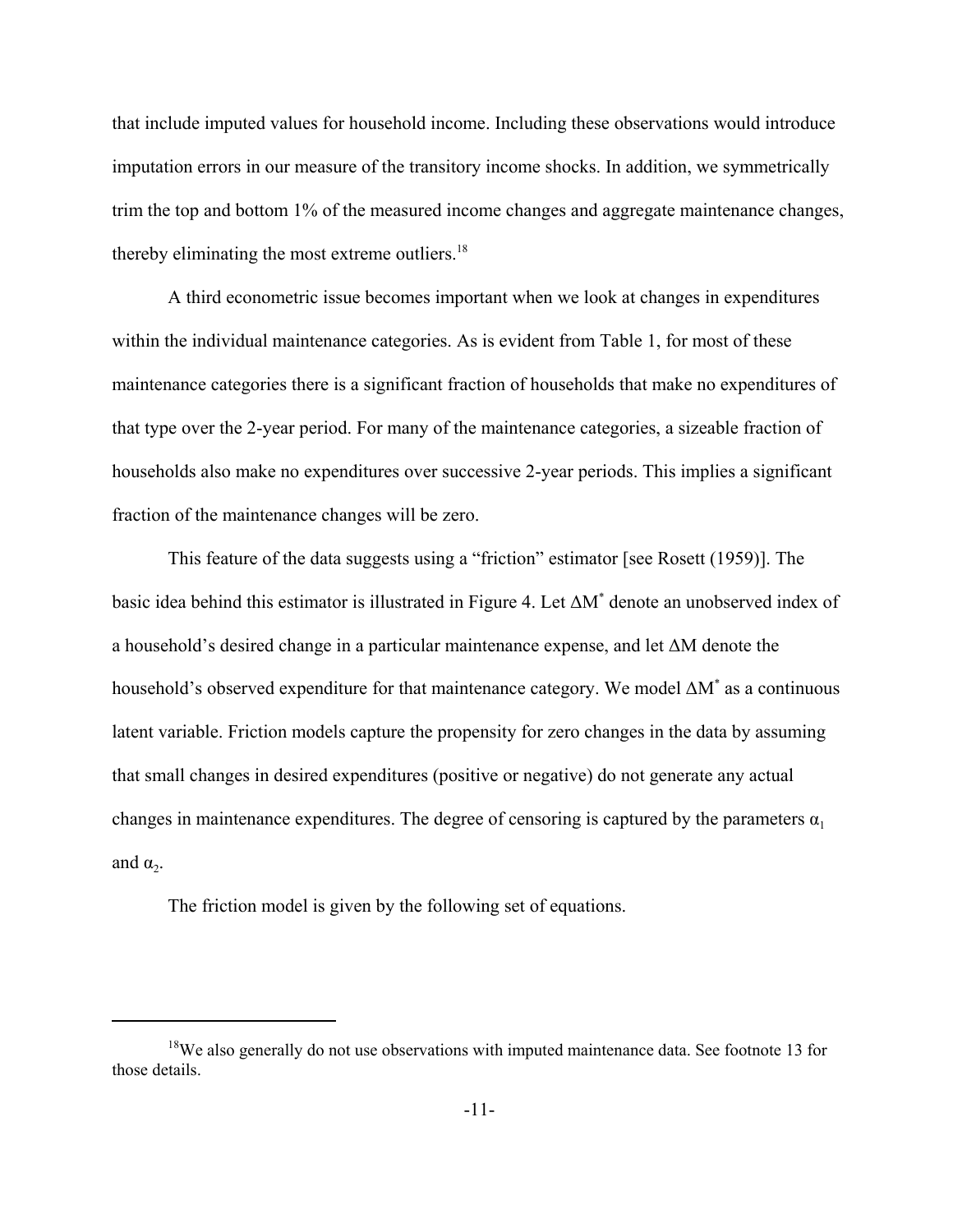that include imputed values for household income. Including these observations would introduce imputation errors in our measure of the transitory income shocks. In addition, we symmetrically trim the top and bottom 1% of the measured income changes and aggregate maintenance changes, thereby eliminating the most extreme outliers.[18]

A third econometric issue becomes important when we look at changes in expenditures within the individual maintenance categories. As is evident from Table 1, for most of these maintenance categories there is a significant fraction of households that make no expenditures of that type over the 2-year period. For many of the maintenance categories, a sizeable fraction of households also make no expenditures over successive 2-year periods. This implies a significant fraction of the maintenance changes will be zero.

This feature of the data suggests using a "friction" estimator [see Rosett (1959)]. The basic idea behind this estimator is illustrated in Figure 4. Let $\Delta M^*$ denote an unobserved index of a household's desired change in a particular maintenance expense, and let $\Delta M$ denote the household's observed expenditure for that maintenance category. We model $\Delta M^*$ as a continuous latent variable. Friction models capture the propensity for zero changes in the data by assuming that small changes in desired expenditures (positive or negative) do not generate any actual changes in maintenance expenditures. The degree of censoring is captured by the parameters $\alpha_1$ and $\alpha_2$.

The friction model is given by the following set of equations.

---

[18] We also generally do not use observations with imputed maintenance data. See footnote 13 for those details.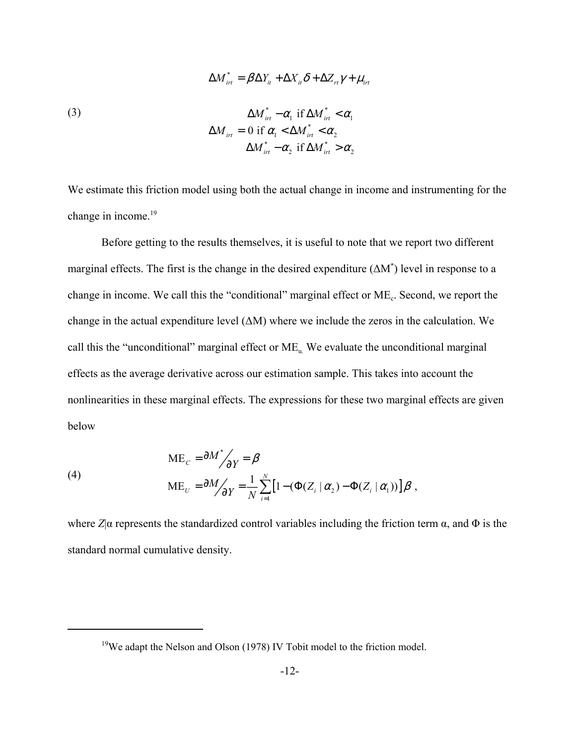$$\Delta M^*_{irt} = \beta \Delta Y_{it} + \Delta X_{it} \delta + \Delta Z_{rt} \gamma + \mu_{irt}$$

(3)

$$\Delta M_{irt} = \begin{cases} \Delta M^*_{irt} - \alpha_1 \text{ if } \Delta M^*_{irt} < \alpha_1 \\ 0 \text{ if } \alpha_1 < \Delta M^*_{irt} < \alpha_2 \\ \Delta M^*_{irt} - \alpha_2 \text{ if } \Delta M^*_{irt} > \alpha_2 \end{cases}$$

We estimate this friction model using both the actual change in income and instrumenting for the change in income.[19]

Before getting to the results themselves, it is useful to note that we report two different marginal effects. The first is the change in the desired expenditure ($\Delta M^*$) level in response to a change in income. We call this the "conditional" marginal effect or $ME_c$. Second, we report the change in the actual expenditure level ($\Delta M$) where we include the zeros in the calculation. We call this the "unconditional" marginal effect or $ME_u$. We evaluate the unconditional marginal effects as the average derivative across our estimation sample. This takes into account the nonlinearities in these marginal effects. The expressions for these two marginal effects are given below

(4)

$$\text{ME}_C = \partial M^* / \partial Y = \beta$$

$$\text{ME}_U = \partial M / \partial Y = \frac{1}{N} \sum_{i=1}^{N} \left[ 1 - (\Phi(Z_i \mid \alpha_2) - \Phi(Z_i \mid \alpha_1)) \right] \beta \,,$$

where $Z|\alpha$ represents the standardized control variables including the friction term $\alpha$, and $\Phi$ is the standard normal cumulative density.

---

[19] We adapt the Nelson and Olson (1978) IV Tobit model to the friction model.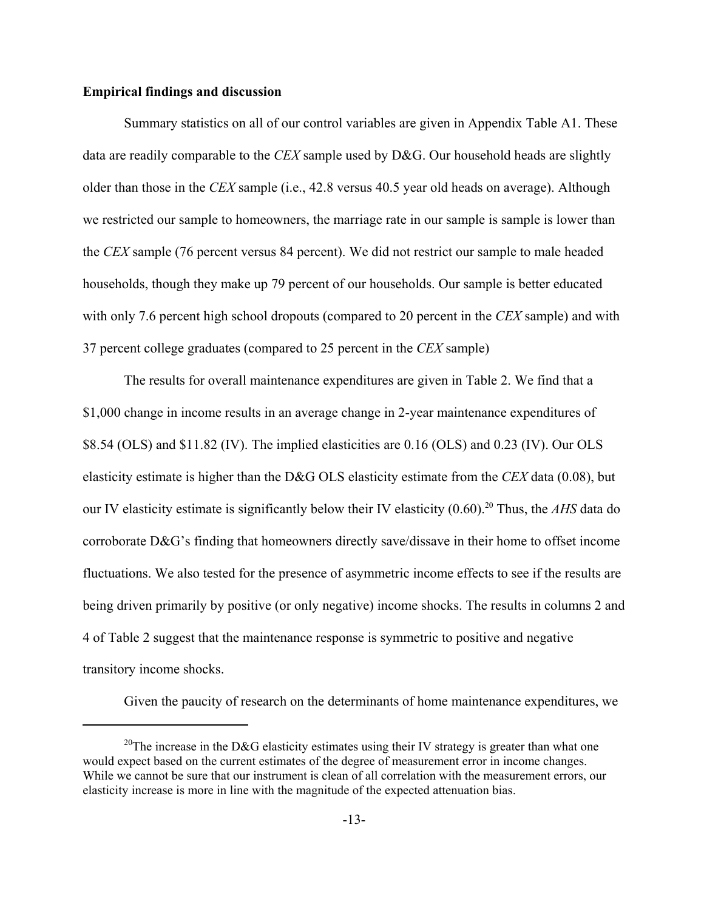**Empirical findings and discussion**

Summary statistics on all of our control variables are given in Appendix Table A1. These data are readily comparable to the *CEX* sample used by D&G. Our household heads are slightly older than those in the *CEX* sample (i.e., 42.8 versus 40.5 year old heads on average). Although we restricted our sample to homeowners, the marriage rate in our sample is sample is lower than the *CEX* sample (76 percent versus 84 percent). We did not restrict our sample to male headed households, though they make up 79 percent of our households. Our sample is better educated with only 7.6 percent high school dropouts (compared to 20 percent in the *CEX* sample) and with 37 percent college graduates (compared to 25 percent in the *CEX* sample)

The results for overall maintenance expenditures are given in Table 2. We find that a $1,000 change in income results in an average change in 2-year maintenance expenditures of $8.54 (OLS) and $11.82 (IV). The implied elasticities are 0.16 (OLS) and 0.23 (IV). Our OLS elasticity estimate is higher than the D&G OLS elasticity estimate from the *CEX* data (0.08), but our IV elasticity estimate is significantly below their IV elasticity (0.60).[20] Thus, the *AHS* data do corroborate D&G's finding that homeowners directly save/dissave in their home to offset income fluctuations. We also tested for the presence of asymmetric income effects to see if the results are being driven primarily by positive (or only negative) income shocks. The results in columns 2 and 4 of Table 2 suggest that the maintenance response is symmetric to positive and negative transitory income shocks.

Given the paucity of research on the determinants of home maintenance expenditures, we

[20]The increase in the D&G elasticity estimates using their IV strategy is greater than what one would expect based on the current estimates of the degree of measurement error in income changes. While we cannot be sure that our instrument is clean of all correlation with the measurement errors, our elasticity increase is more in line with the magnitude of the expected attenuation bias.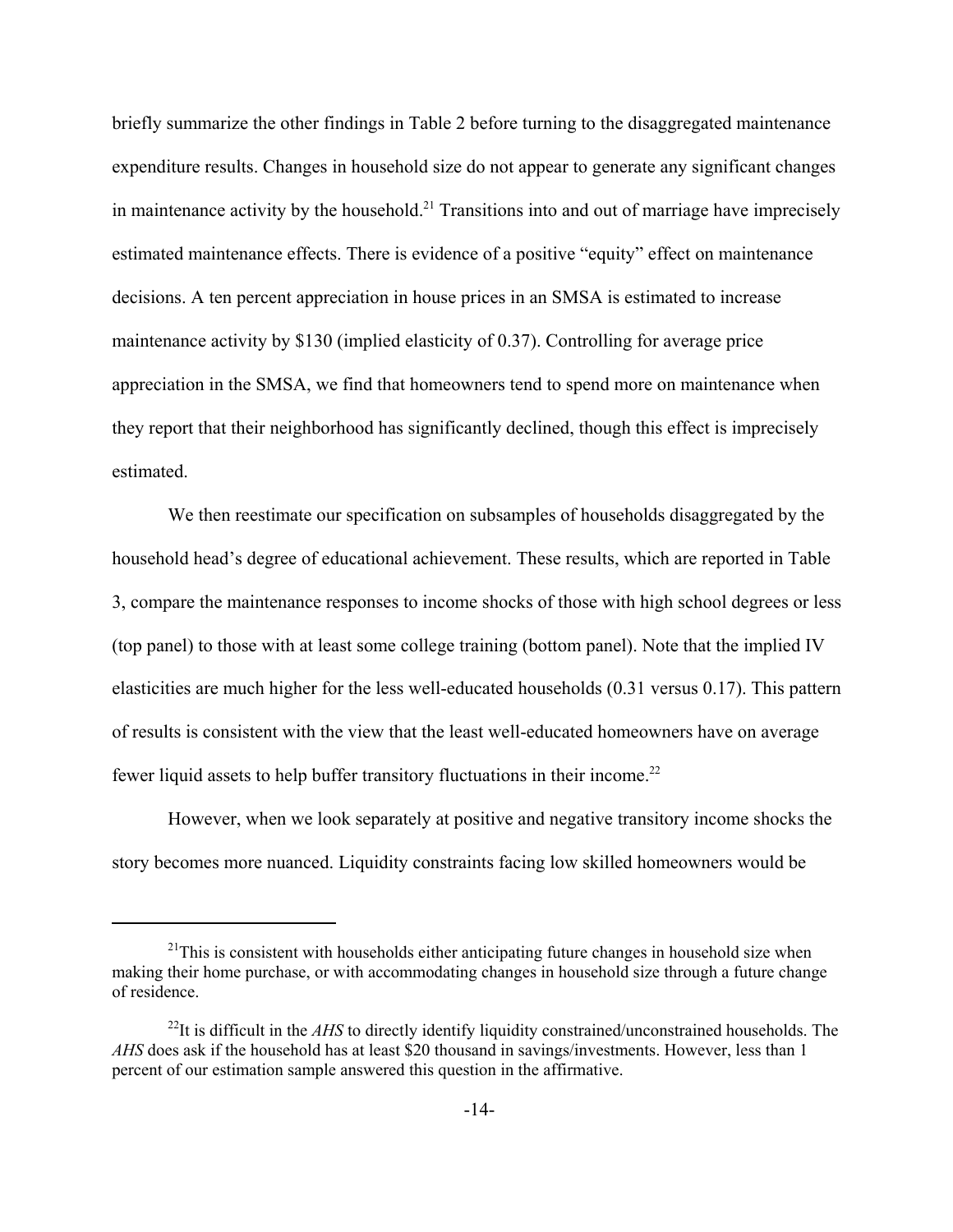briefly summarize the other findings in Table 2 before turning to the disaggregated maintenance expenditure results. Changes in household size do not appear to generate any significant changes in maintenance activity by the household.[21] Transitions into and out of marriage have imprecisely estimated maintenance effects. There is evidence of a positive "equity" effect on maintenance decisions. A ten percent appreciation in house prices in an SMSA is estimated to increase maintenance activity by $130 (implied elasticity of 0.37). Controlling for average price appreciation in the SMSA, we find that homeowners tend to spend more on maintenance when they report that their neighborhood has significantly declined, though this effect is imprecisely estimated.

We then reestimate our specification on subsamples of households disaggregated by the household head's degree of educational achievement. These results, which are reported in Table 3, compare the maintenance responses to income shocks of those with high school degrees or less (top panel) to those with at least some college training (bottom panel). Note that the implied IV elasticities are much higher for the less well-educated households (0.31 versus 0.17). This pattern of results is consistent with the view that the least well-educated homeowners have on average fewer liquid assets to help buffer transitory fluctuations in their income.[22]

However, when we look separately at positive and negative transitory income shocks the story becomes more nuanced. Liquidity constraints facing low skilled homeowners would be

[21] This is consistent with households either anticipating future changes in household size when making their home purchase, or with accommodating changes in household size through a future change of residence.

[22] It is difficult in the *AHS* to directly identify liquidity constrained/unconstrained households. The *AHS* does ask if the household has at least $20 thousand in savings/investments. However, less than 1 percent of our estimation sample answered this question in the affirmative.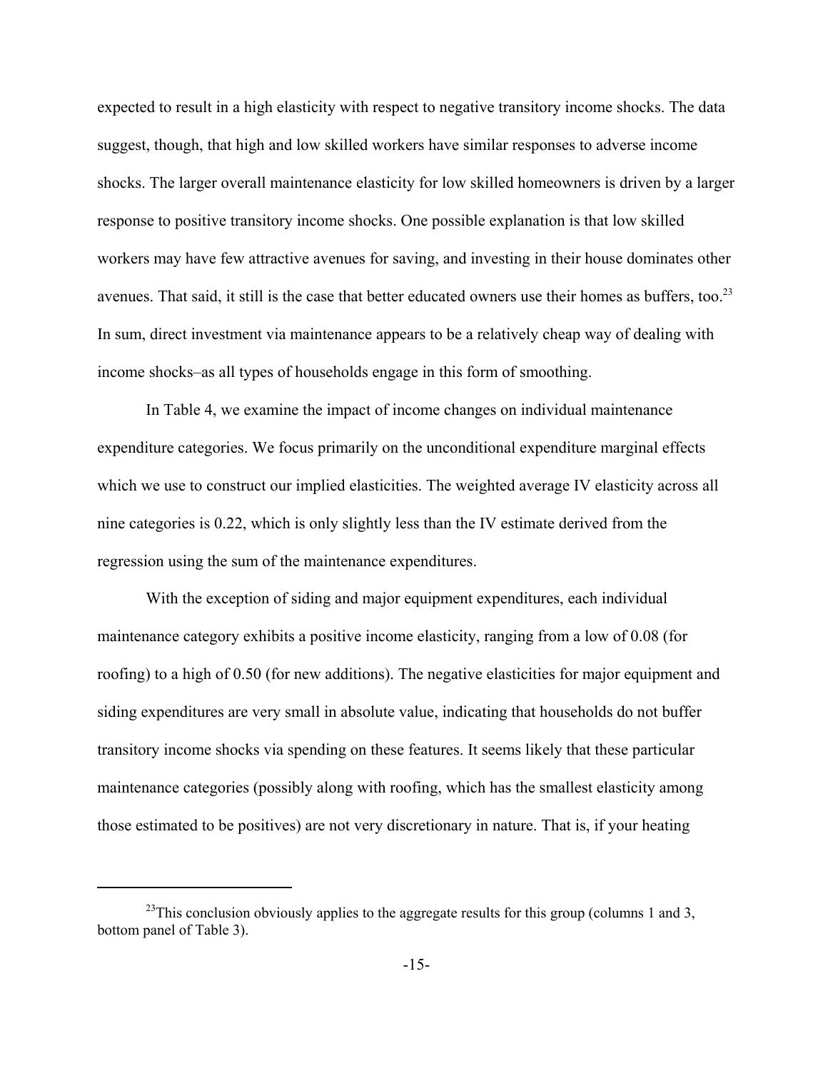expected to result in a high elasticity with respect to negative transitory income shocks. The data suggest, though, that high and low skilled workers have similar responses to adverse income shocks. The larger overall maintenance elasticity for low skilled homeowners is driven by a larger response to positive transitory income shocks. One possible explanation is that low skilled workers may have few attractive avenues for saving, and investing in their house dominates other avenues. That said, it still is the case that better educated owners use their homes as buffers, too.[23] In sum, direct investment via maintenance appears to be a relatively cheap way of dealing with income shocks–as all types of households engage in this form of smoothing.

In Table 4, we examine the impact of income changes on individual maintenance expenditure categories. We focus primarily on the unconditional expenditure marginal effects which we use to construct our implied elasticities. The weighted average IV elasticity across all nine categories is 0.22, which is only slightly less than the IV estimate derived from the regression using the sum of the maintenance expenditures.

With the exception of siding and major equipment expenditures, each individual maintenance category exhibits a positive income elasticity, ranging from a low of 0.08 (for roofing) to a high of 0.50 (for new additions). The negative elasticities for major equipment and siding expenditures are very small in absolute value, indicating that households do not buffer transitory income shocks via spending on these features. It seems likely that these particular maintenance categories (possibly along with roofing, which has the smallest elasticity among those estimated to be positives) are not very discretionary in nature. That is, if your heating

[23]This conclusion obviously applies to the aggregate results for this group (columns 1 and 3, bottom panel of Table 3).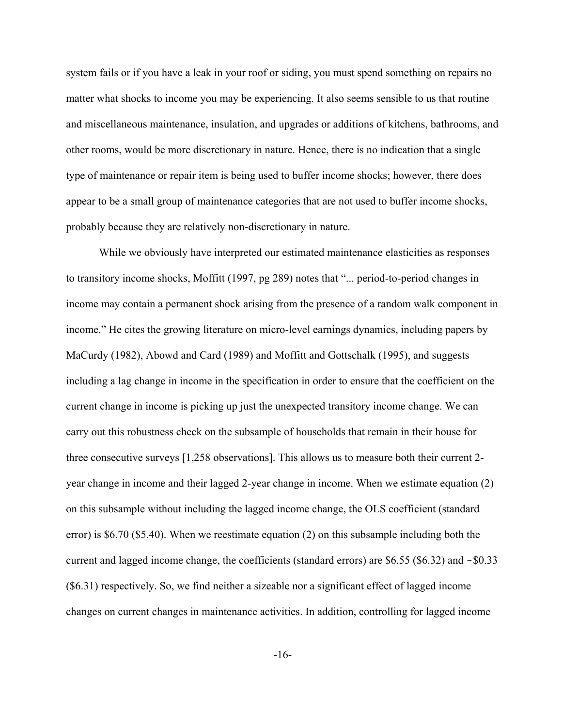system fails or if you have a leak in your roof or siding, you must spend something on repairs no matter what shocks to income you may be experiencing. It also seems sensible to us that routine and miscellaneous maintenance, insulation, and upgrades or additions of kitchens, bathrooms, and other rooms, would be more discretionary in nature. Hence, there is no indication that a single type of maintenance or repair item is being used to buffer income shocks; however, there does appear to be a small group of maintenance categories that are not used to buffer income shocks, probably because they are relatively non-discretionary in nature.

While we obviously have interpreted our estimated maintenance elasticities as responses to transitory income shocks, Moffitt (1997, pg 289) notes that "... period-to-period changes in income may contain a permanent shock arising from the presence of a random walk component in income." He cites the growing literature on micro-level earnings dynamics, including papers by MaCurdy (1982), Abowd and Card (1989) and Moffitt and Gottschalk (1995), and suggests including a lag change in income in the specification in order to ensure that the coefficient on the current change in income is picking up just the unexpected transitory income change. We can carry out this robustness check on the subsample of households that remain in their house for three consecutive surveys [1,258 observations]. This allows us to measure both their current 2-year change in income and their lagged 2-year change in income. When we estimate equation (2) on this subsample without including the lagged income change, the OLS coefficient (standard error) is \$6.70 (\$5.40). When we reestimate equation (2) on this subsample including both the current and lagged income change, the coefficients (standard errors) are \$6.55 (\$6.32) and −\$0.33 (\$6.31) respectively. So, we find neither a sizeable nor a significant effect of lagged income changes on current changes in maintenance activities. In addition, controlling for lagged income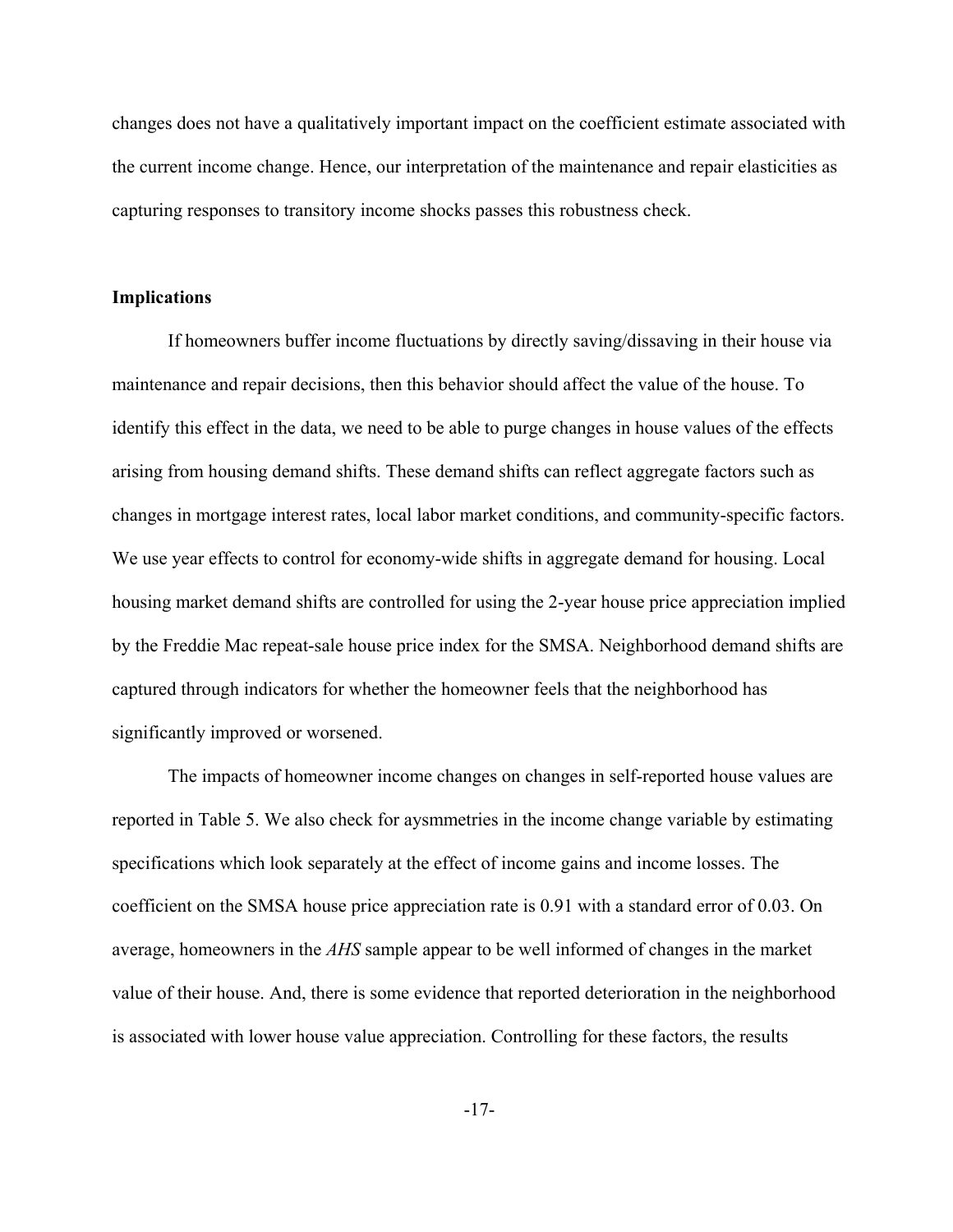changes does not have a qualitatively important impact on the coefficient estimate associated with the current income change. Hence, our interpretation of the maintenance and repair elasticities as capturing responses to transitory income shocks passes this robustness check.

**Implications**

If homeowners buffer income fluctuations by directly saving/dissaving in their house via maintenance and repair decisions, then this behavior should affect the value of the house. To identify this effect in the data, we need to be able to purge changes in house values of the effects arising from housing demand shifts. These demand shifts can reflect aggregate factors such as changes in mortgage interest rates, local labor market conditions, and community-specific factors. We use year effects to control for economy-wide shifts in aggregate demand for housing. Local housing market demand shifts are controlled for using the 2-year house price appreciation implied by the Freddie Mac repeat-sale house price index for the SMSA. Neighborhood demand shifts are captured through indicators for whether the homeowner feels that the neighborhood has significantly improved or worsened.

The impacts of homeowner income changes on changes in self-reported house values are reported in Table 5. We also check for aysmmetries in the income change variable by estimating specifications which look separately at the effect of income gains and income losses. The coefficient on the SMSA house price appreciation rate is 0.91 with a standard error of 0.03. On average, homeowners in the *AHS* sample appear to be well informed of changes in the market value of their house. And, there is some evidence that reported deterioration in the neighborhood is associated with lower house value appreciation. Controlling for these factors, the results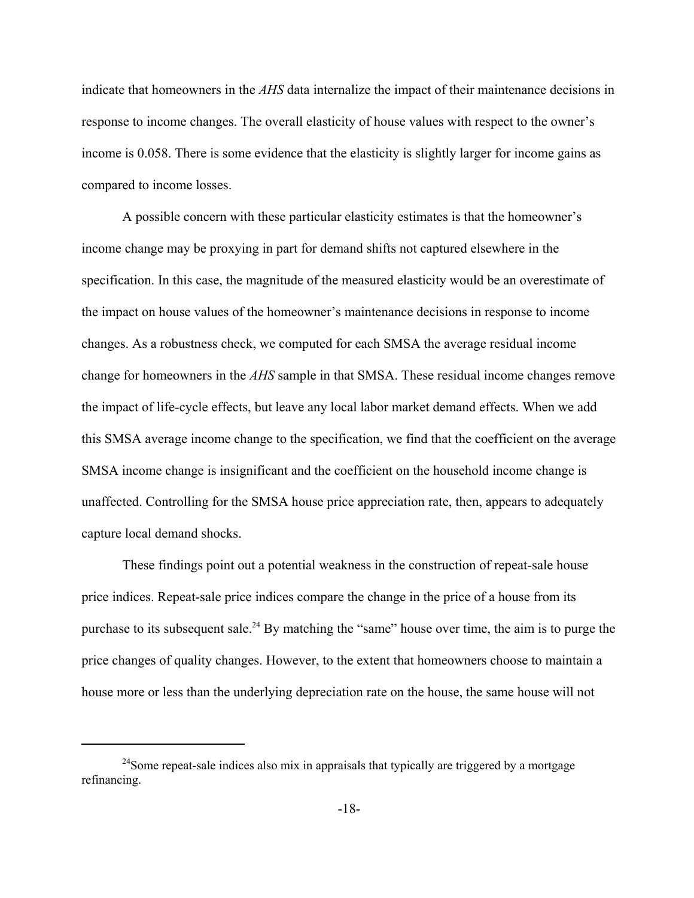indicate that homeowners in the *AHS* data internalize the impact of their maintenance decisions in response to income changes. The overall elasticity of house values with respect to the owner's income is 0.058. There is some evidence that the elasticity is slightly larger for income gains as compared to income losses.

A possible concern with these particular elasticity estimates is that the homeowner's income change may be proxying in part for demand shifts not captured elsewhere in the specification. In this case, the magnitude of the measured elasticity would be an overestimate of the impact on house values of the homeowner's maintenance decisions in response to income changes. As a robustness check, we computed for each SMSA the average residual income change for homeowners in the *AHS* sample in that SMSA. These residual income changes remove the impact of life-cycle effects, but leave any local labor market demand effects. When we add this SMSA average income change to the specification, we find that the coefficient on the average SMSA income change is insignificant and the coefficient on the household income change is unaffected. Controlling for the SMSA house price appreciation rate, then, appears to adequately capture local demand shocks.

These findings point out a potential weakness in the construction of repeat-sale house price indices. Repeat-sale price indices compare the change in the price of a house from its purchase to its subsequent sale.[24] By matching the "same" house over time, the aim is to purge the price changes of quality changes. However, to the extent that homeowners choose to maintain a house more or less than the underlying depreciation rate on the house, the same house will not

[24] Some repeat-sale indices also mix in appraisals that typically are triggered by a mortgage refinancing.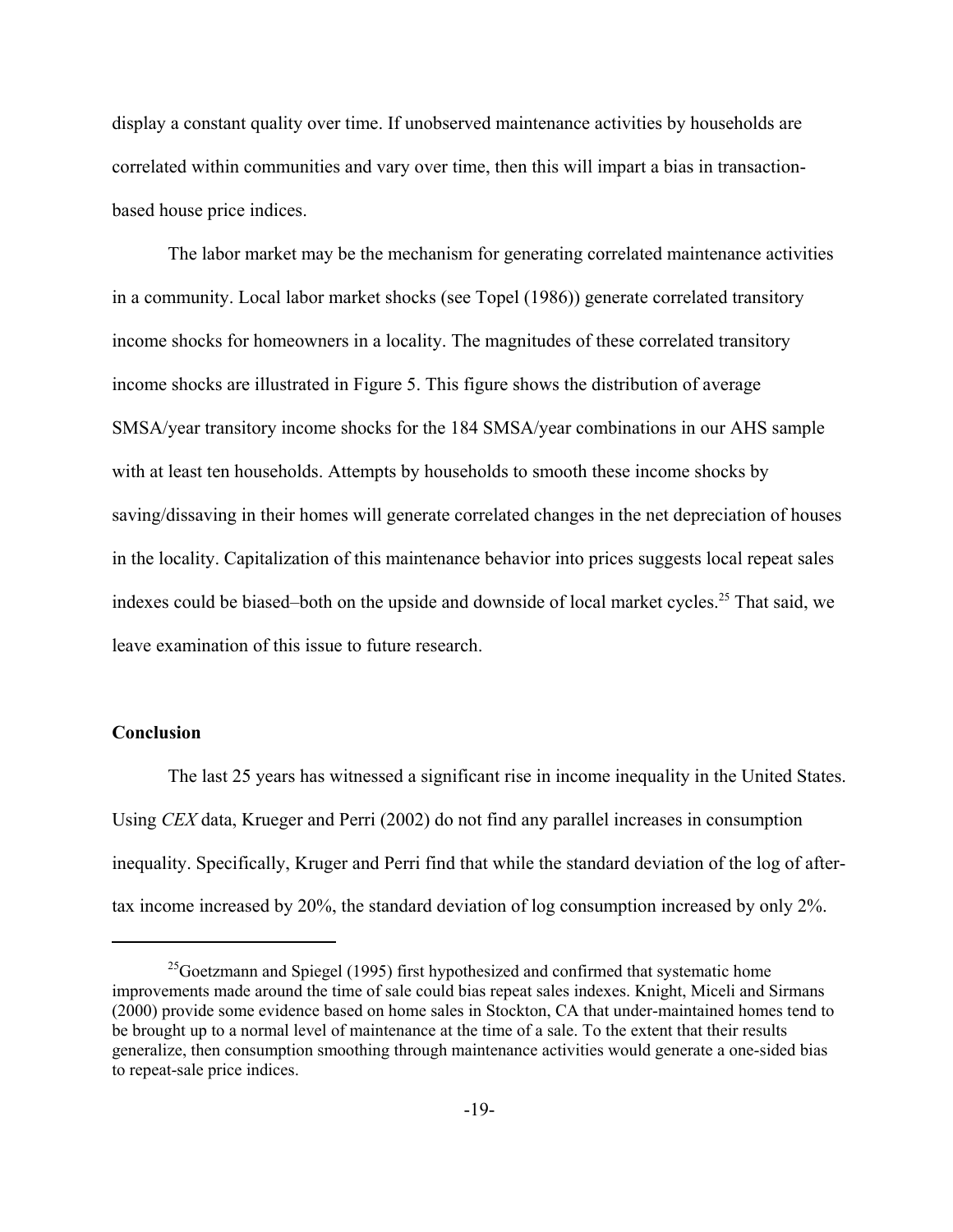display a constant quality over time. If unobserved maintenance activities by households are correlated within communities and vary over time, then this will impart a bias in transaction-based house price indices.

The labor market may be the mechanism for generating correlated maintenance activities in a community. Local labor market shocks (see Topel (1986)) generate correlated transitory income shocks for homeowners in a locality. The magnitudes of these correlated transitory income shocks are illustrated in Figure 5. This figure shows the distribution of average SMSA/year transitory income shocks for the 184 SMSA/year combinations in our AHS sample with at least ten households. Attempts by households to smooth these income shocks by saving/dissaving in their homes will generate correlated changes in the net depreciation of houses in the locality. Capitalization of this maintenance behavior into prices suggests local repeat sales indexes could be biased–both on the upside and downside of local market cycles.[25] That said, we leave examination of this issue to future research.

## Conclusion

The last 25 years has witnessed a significant rise in income inequality in the United States. Using *CEX* data, Krueger and Perri (2002) do not find any parallel increases in consumption inequality. Specifically, Kruger and Perri find that while the standard deviation of the log of after-tax income increased by 20%, the standard deviation of log consumption increased by only 2%.

---

[25] Goetzmann and Spiegel (1995) first hypothesized and confirmed that systematic home improvements made around the time of sale could bias repeat sales indexes. Knight, Miceli and Sirmans (2000) provide some evidence based on home sales in Stockton, CA that under-maintained homes tend to be brought up to a normal level of maintenance at the time of a sale. To the extent that their results generalize, then consumption smoothing through maintenance activities would generate a one-sided bias to repeat-sale price indices.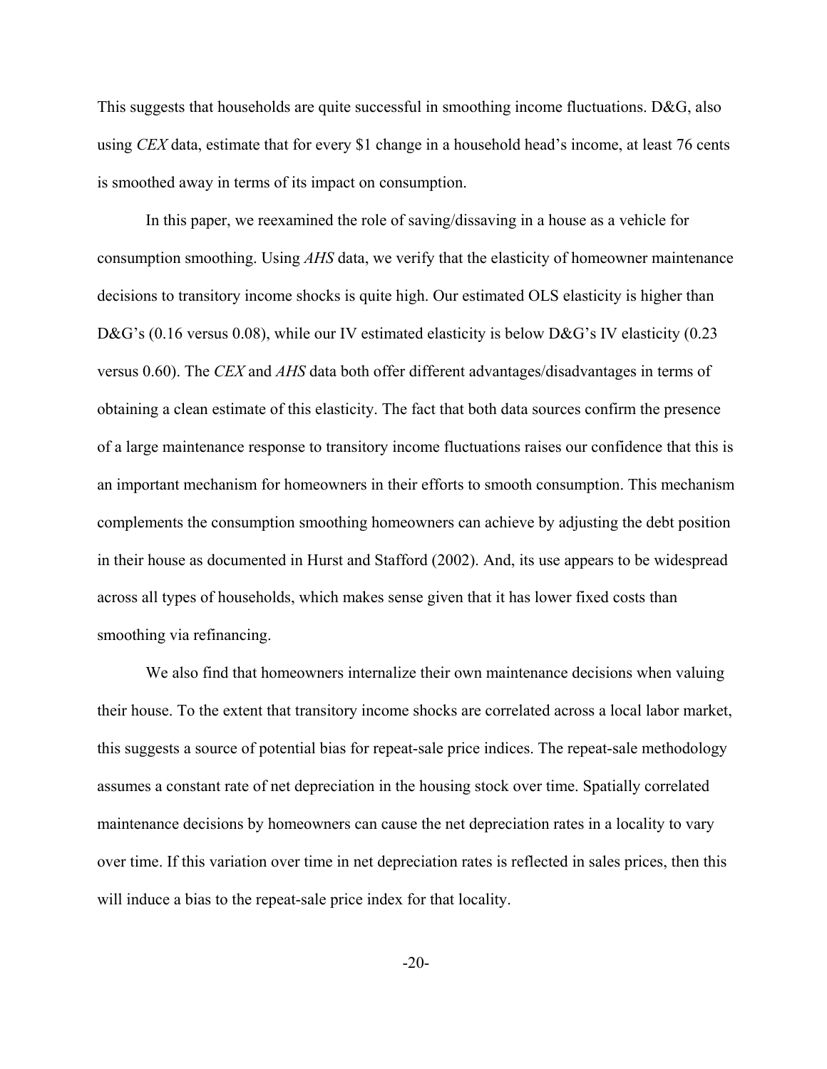This suggests that households are quite successful in smoothing income fluctuations. D&G, also using *CEX* data, estimate that for every $1 change in a household head's income, at least 76 cents is smoothed away in terms of its impact on consumption.

In this paper, we reexamined the role of saving/dissaving in a house as a vehicle for consumption smoothing. Using *AHS* data, we verify that the elasticity of homeowner maintenance decisions to transitory income shocks is quite high. Our estimated OLS elasticity is higher than D&G's (0.16 versus 0.08), while our IV estimated elasticity is below D&G's IV elasticity (0.23 versus 0.60). The *CEX* and *AHS* data both offer different advantages/disadvantages in terms of obtaining a clean estimate of this elasticity. The fact that both data sources confirm the presence of a large maintenance response to transitory income fluctuations raises our confidence that this is an important mechanism for homeowners in their efforts to smooth consumption. This mechanism complements the consumption smoothing homeowners can achieve by adjusting the debt position in their house as documented in Hurst and Stafford (2002). And, its use appears to be widespread across all types of households, which makes sense given that it has lower fixed costs than smoothing via refinancing.

We also find that homeowners internalize their own maintenance decisions when valuing their house. To the extent that transitory income shocks are correlated across a local labor market, this suggests a source of potential bias for repeat-sale price indices. The repeat-sale methodology assumes a constant rate of net depreciation in the housing stock over time. Spatially correlated maintenance decisions by homeowners can cause the net depreciation rates in a locality to vary over time. If this variation over time in net depreciation rates is reflected in sales prices, then this will induce a bias to the repeat-sale price index for that locality.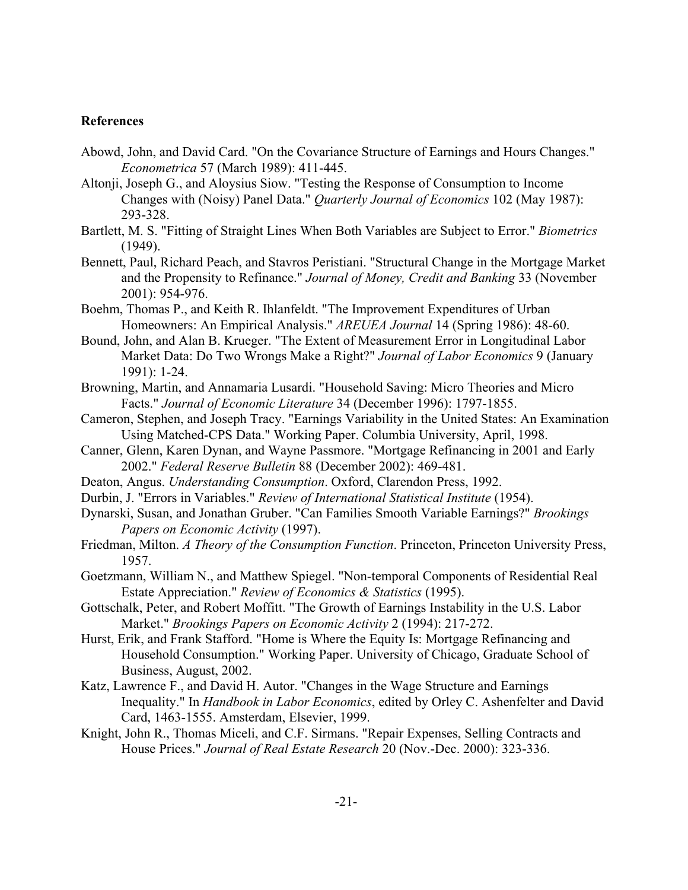## References

Abowd, John, and David Card. "On the Covariance Structure of Earnings and Hours Changes." *Econometrica* 57 (March 1989): 411-445.

Altonji, Joseph G., and Aloysius Siow. "Testing the Response of Consumption to Income Changes with (Noisy) Panel Data." *Quarterly Journal of Economics* 102 (May 1987): 293-328.

Bartlett, M. S. "Fitting of Straight Lines When Both Variables are Subject to Error." *Biometrics* (1949).

Bennett, Paul, Richard Peach, and Stavros Peristiani. "Structural Change in the Mortgage Market and the Propensity to Refinance." *Journal of Money, Credit and Banking* 33 (November 2001): 954-976.

Boehm, Thomas P., and Keith R. Ihlanfeldt. "The Improvement Expenditures of Urban Homeowners: An Empirical Analysis." *AREUEA Journal* 14 (Spring 1986): 48-60.

Bound, John, and Alan B. Krueger. "The Extent of Measurement Error in Longitudinal Labor Market Data: Do Two Wrongs Make a Right?" *Journal of Labor Economics* 9 (January 1991): 1-24.

Browning, Martin, and Annamaria Lusardi. "Household Saving: Micro Theories and Micro Facts." *Journal of Economic Literature* 34 (December 1996): 1797-1855.

Cameron, Stephen, and Joseph Tracy. "Earnings Variability in the United States: An Examination Using Matched-CPS Data." Working Paper. Columbia University, April, 1998.

Canner, Glenn, Karen Dynan, and Wayne Passmore. "Mortgage Refinancing in 2001 and Early 2002." *Federal Reserve Bulletin* 88 (December 2002): 469-481.

Deaton, Angus. *Understanding Consumption*. Oxford, Clarendon Press, 1992.

Durbin, J. "Errors in Variables." *Review of International Statistical Institute* (1954).

Dynarski, Susan, and Jonathan Gruber. "Can Families Smooth Variable Earnings?" *Brookings Papers on Economic Activity* (1997).

Friedman, Milton. *A Theory of the Consumption Function*. Princeton, Princeton University Press, 1957.

Goetzmann, William N., and Matthew Spiegel. "Non-temporal Components of Residential Real Estate Appreciation." *Review of Economics & Statistics* (1995).

Gottschalk, Peter, and Robert Moffitt. "The Growth of Earnings Instability in the U.S. Labor Market." *Brookings Papers on Economic Activity* 2 (1994): 217-272.

Hurst, Erik, and Frank Stafford. "Home is Where the Equity Is: Mortgage Refinancing and Household Consumption." Working Paper. University of Chicago, Graduate School of Business, August, 2002.

Katz, Lawrence F., and David H. Autor. "Changes in the Wage Structure and Earnings Inequality." In *Handbook in Labor Economics*, edited by Orley C. Ashenfelter and David Card, 1463-1555. Amsterdam, Elsevier, 1999.

Knight, John R., Thomas Miceli, and C.F. Sirmans. "Repair Expenses, Selling Contracts and House Prices." *Journal of Real Estate Research* 20 (Nov.-Dec. 2000): 323-336.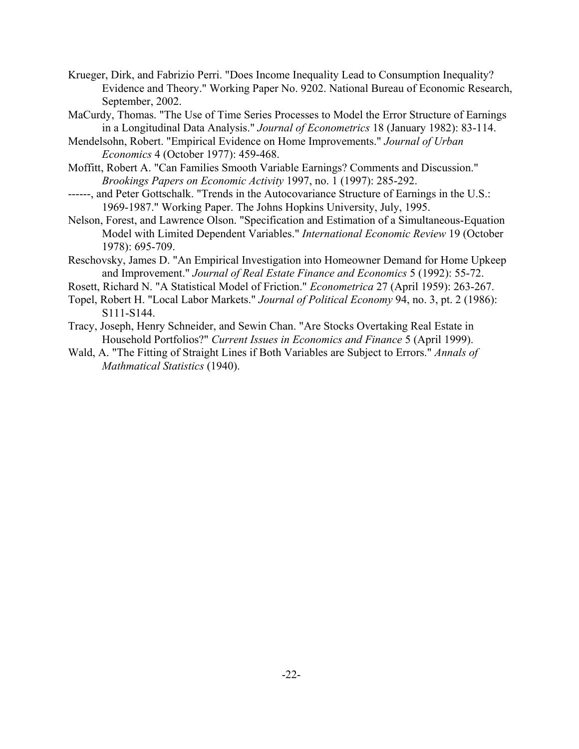Krueger, Dirk, and Fabrizio Perri. "Does Income Inequality Lead to Consumption Inequality? Evidence and Theory." Working Paper No. 9202. National Bureau of Economic Research, September, 2002.

MaCurdy, Thomas. "The Use of Time Series Processes to Model the Error Structure of Earnings in a Longitudinal Data Analysis." *Journal of Econometrics* 18 (January 1982): 83-114.

Mendelsohn, Robert. "Empirical Evidence on Home Improvements." *Journal of Urban Economics* 4 (October 1977): 459-468.

Moffitt, Robert A. "Can Families Smooth Variable Earnings? Comments and Discussion." *Brookings Papers on Economic Activity* 1997, no. 1 (1997): 285-292.

------, and Peter Gottschalk. "Trends in the Autocovariance Structure of Earnings in the U.S.: 1969-1987." Working Paper. The Johns Hopkins University, July, 1995.

Nelson, Forest, and Lawrence Olson. "Specification and Estimation of a Simultaneous-Equation Model with Limited Dependent Variables." *International Economic Review* 19 (October 1978): 695-709.

Reschovsky, James D. "An Empirical Investigation into Homeowner Demand for Home Upkeep and Improvement." *Journal of Real Estate Finance and Economics* 5 (1992): 55-72.

Rosett, Richard N. "A Statistical Model of Friction." *Econometrica* 27 (April 1959): 263-267.

Topel, Robert H. "Local Labor Markets." *Journal of Political Economy* 94, no. 3, pt. 2 (1986): S111-S144.

Tracy, Joseph, Henry Schneider, and Sewin Chan. "Are Stocks Overtaking Real Estate in Household Portfolios?" *Current Issues in Economics and Finance* 5 (April 1999).

Wald, A. "The Fitting of Straight Lines if Both Variables are Subject to Errors." *Annals of Mathmatical Statistics* (1940).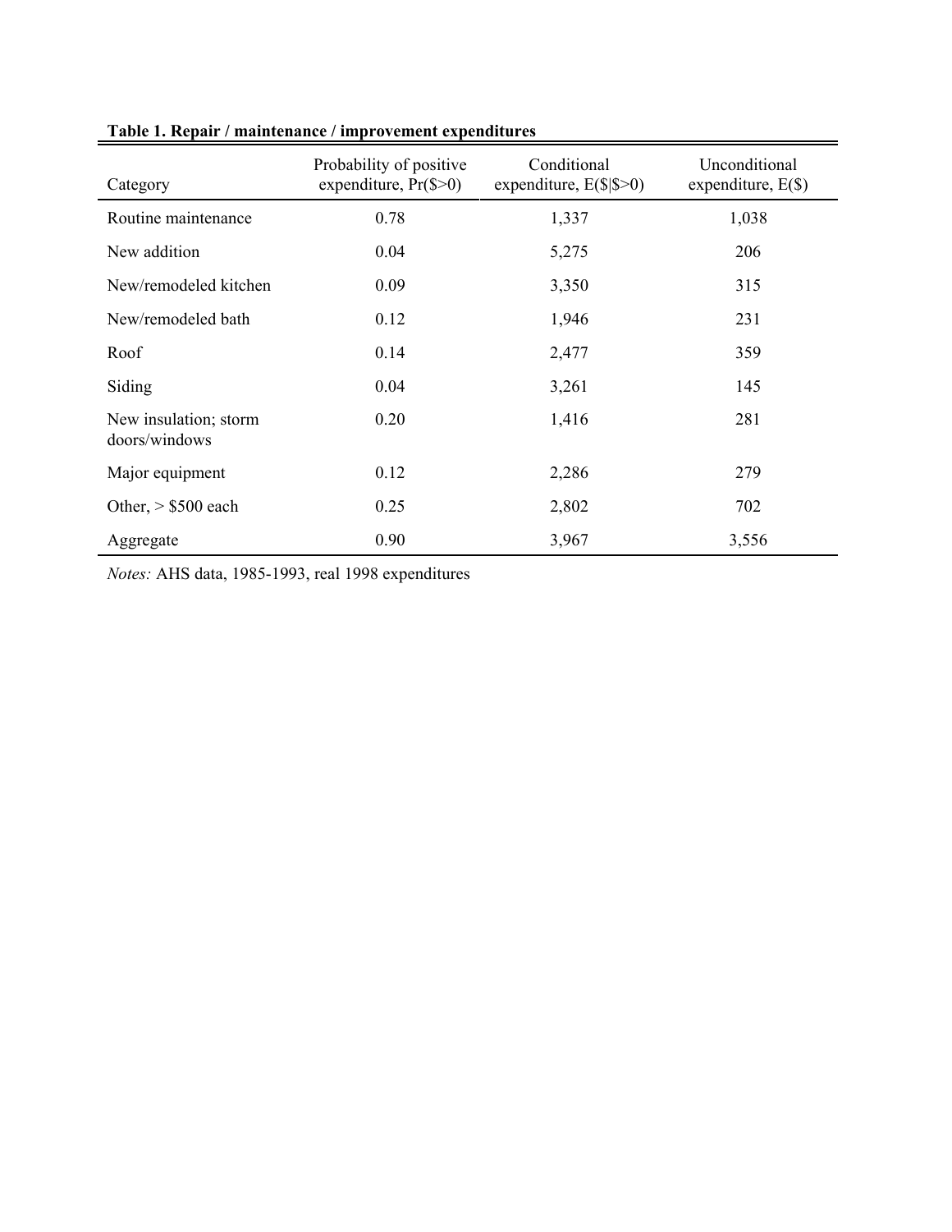**Table 1. Repair / maintenance / improvement expenditures**

| Category | Probability of positive expenditure, Pr($>0) | Conditional expenditure, E($\|$>0) | Unconditional expenditure, E($) |
|---|---|---|---|
| Routine maintenance | 0.78 | 1,337 | 1,038 |
| New addition | 0.04 | 5,275 | 206 |
| New/remodeled kitchen | 0.09 | 3,350 | 315 |
| New/remodeled bath | 0.12 | 1,946 | 231 |
| Roof | 0.14 | 2,477 | 359 |
| Siding | 0.04 | 3,261 | 145 |
| New insulation; storm doors/windows | 0.20 | 1,416 | 281 |
| Major equipment | 0.12 | 2,286 | 279 |
| Other, > $500 each | 0.25 | 2,802 | 702 |
| Aggregate | 0.90 | 3,967 | 3,556 |

*Notes:* AHS data, 1985-1993, real 1998 expenditures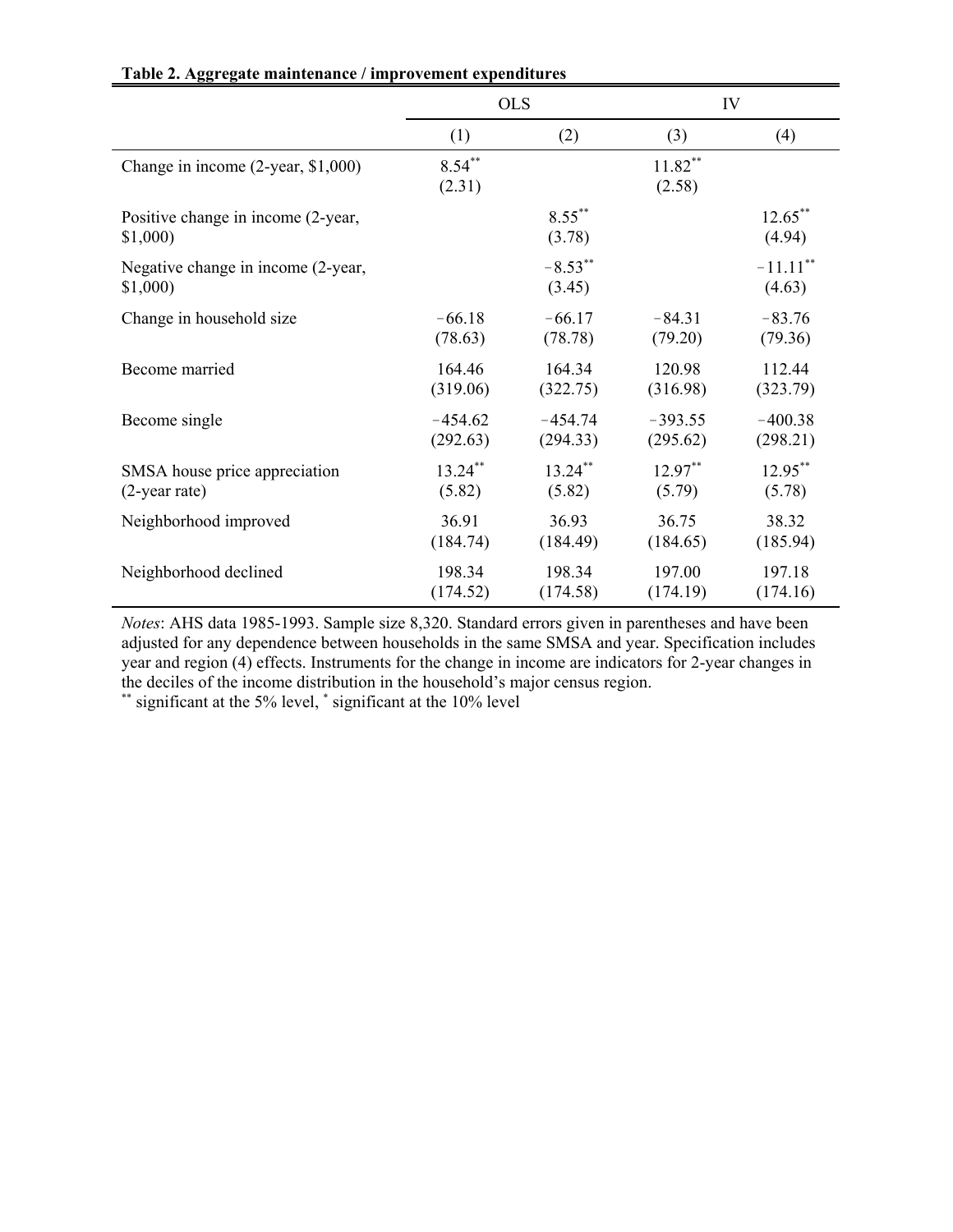**Table 2. Aggregate maintenance / improvement expenditures**

| | OLS | | IV | |
|---|---|---|---|---|
| | (1) | (2) | (3) | (4) |
| Change in income (2-year, $1,000) | 8.54** (2.31) | | 11.82** (2.58) | |
| Positive change in income (2-year, $1,000) | | 8.55** (3.78) | | 12.65** (4.94) |
| Negative change in income (2-year, $1,000) | | −8.53** (3.45) | | −11.11** (4.63) |
| Change in household size | −66.18 (78.63) | −66.17 (78.78) | −84.31 (79.20) | −83.76 (79.36) |
| Become married | 164.46 (319.06) | 164.34 (322.75) | 120.98 (316.98) | 112.44 (323.79) |
| Become single | −454.62 (292.63) | −454.74 (294.33) | −393.55 (295.62) | −400.38 (298.21) |
| SMSA house price appreciation (2-year rate) | 13.24** (5.82) | 13.24** (5.82) | 12.97** (5.79) | 12.95** (5.78) |
| Neighborhood improved | 36.91 (184.74) | 36.93 (184.49) | 36.75 (184.65) | 38.32 (185.94) |
| Neighborhood declined | 198.34 (174.52) | 198.34 (174.58) | 197.00 (174.19) | 197.18 (174.16) |

*Notes*: AHS data 1985-1993. Sample size 8,320. Standard errors given in parentheses and have been adjusted for any dependence between households in the same SMSA and year. Specification includes year and region (4) effects. Instruments for the change in income are indicators for 2-year changes in the deciles of the income distribution in the household's major census region.

** significant at the 5% level, * significant at the 10% level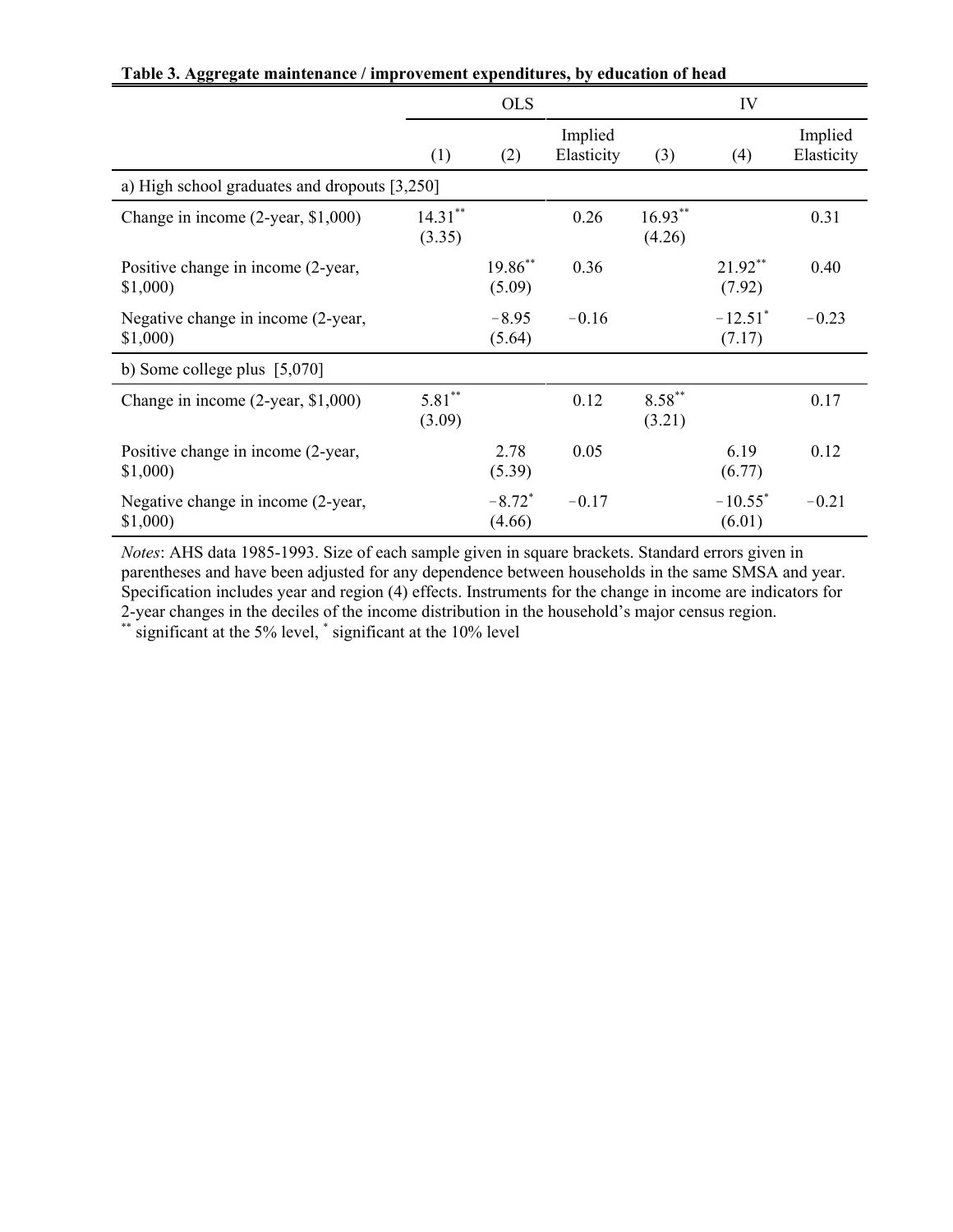**Table 3. Aggregate maintenance / improvement expenditures, by education of head**

| | OLS | | | IV | | |
|---|---|---|---|---|---|---|
| | (1) | (2) | Implied Elasticity | (3) | (4) | Implied Elasticity |
| a) High school graduates and dropouts [3,250] | | | | | | |
| Change in income (2-year, $1,000) | 14.31** (3.35) | | 0.26 | 16.93** (4.26) | | 0.31 |
| Positive change in income (2-year, $1,000) | | 19.86** (5.09) | 0.36 | | 21.92** (7.92) | 0.40 |
| Negative change in income (2-year, $1,000) | | −8.95 (5.64) | −0.16 | | −12.51* (7.17) | −0.23 |
| b) Some college plus [5,070] | | | | | | |
| Change in income (2-year, $1,000) | 5.81** (3.09) | | 0.12 | 8.58** (3.21) | | 0.17 |
| Positive change in income (2-year, $1,000) | | 2.78 (5.39) | 0.05 | | 6.19 (6.77) | 0.12 |
| Negative change in income (2-year, $1,000) | | −8.72* (4.66) | −0.17 | | −10.55* (6.01) | −0.21 |

*Notes*: AHS data 1985-1993. Size of each sample given in square brackets. Standard errors given in parentheses and have been adjusted for any dependence between households in the same SMSA and year. Specification includes year and region (4) effects. Instruments for the change in income are indicators for 2-year changes in the deciles of the income distribution in the household's major census region.
** significant at the 5% level, * significant at the 10% level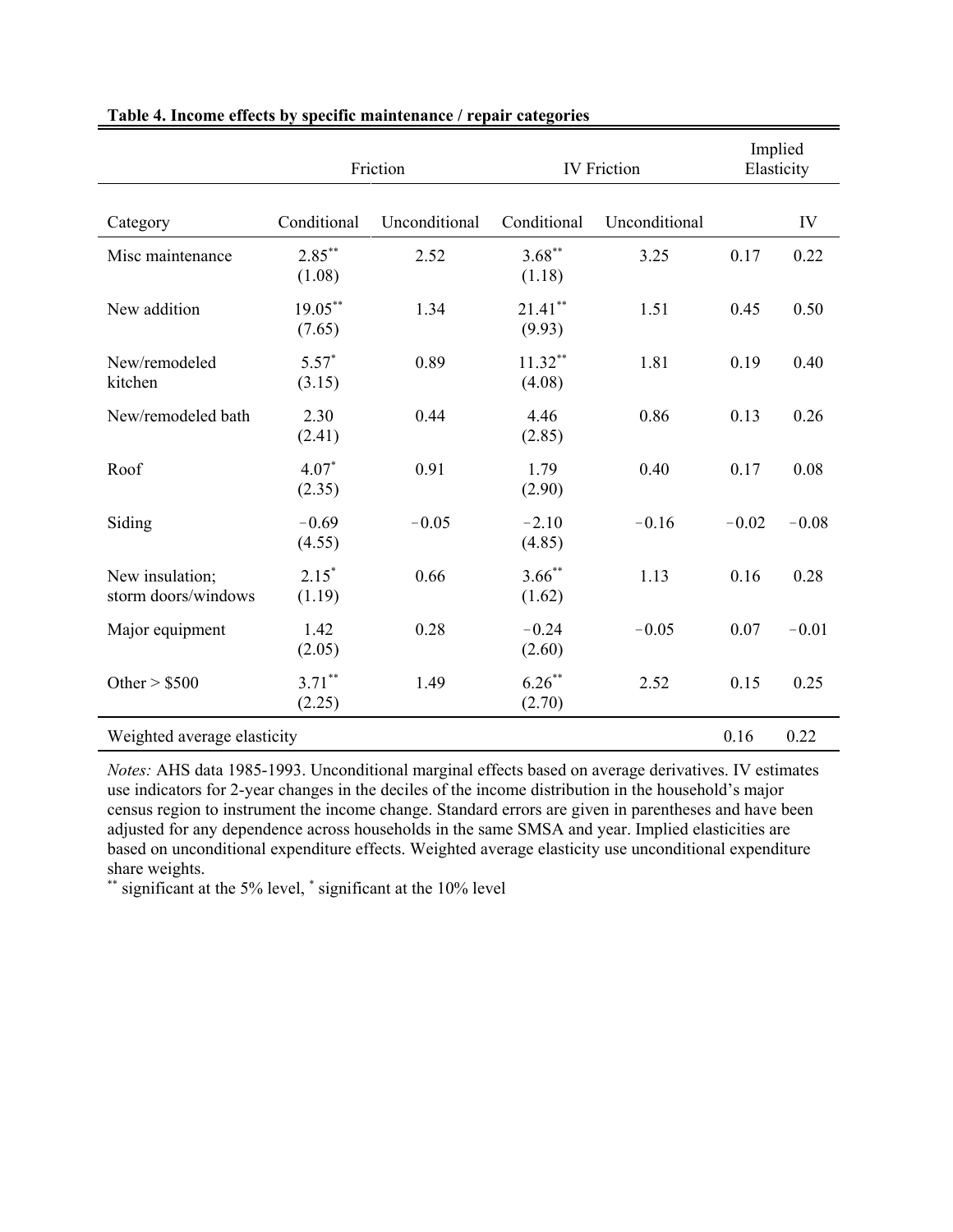**Table 4. Income effects by specific maintenance / repair categories**

| | Friction | | IV Friction | | Implied Elasticity | |
|---|---|---|---|---|---|---|
| Category | Conditional | Unconditional | Conditional | Unconditional | | IV |
| Misc maintenance | 2.85** (1.08) | 2.52 | 3.68** (1.18) | 3.25 | 0.17 | 0.22 |
| New addition | 19.05** (7.65) | 1.34 | 21.41** (9.93) | 1.51 | 0.45 | 0.50 |
| New/remodeled kitchen | 5.57* (3.15) | 0.89 | 11.32** (4.08) | 1.81 | 0.19 | 0.40 |
| New/remodeled bath | 2.30 (2.41) | 0.44 | 4.46 (2.85) | 0.86 | 0.13 | 0.26 |
| Roof | 4.07* (2.35) | 0.91 | 1.79 (2.90) | 0.40 | 0.17 | 0.08 |
| Siding | −0.69 (4.55) | −0.05 | −2.10 (4.85) | −0.16 | −0.02 | −0.08 |
| New insulation; storm doors/windows | 2.15* (1.19) | 0.66 | 3.66** (1.62) | 1.13 | 0.16 | 0.28 |
| Major equipment | 1.42 (2.05) | 0.28 | −0.24 (2.60) | −0.05 | 0.07 | −0.01 |
| Other > $500 | 3.71** (2.25) | 1.49 | 6.26** (2.70) | 2.52 | 0.15 | 0.25 |
| Weighted average elasticity | | | | | 0.16 | 0.22 |

*Notes:* AHS data 1985-1993. Unconditional marginal effects based on average derivatives. IV estimates use indicators for 2-year changes in the deciles of the income distribution in the household's major census region to instrument the income change. Standard errors are given in parentheses and have been adjusted for any dependence across households in the same SMSA and year. Implied elasticities are based on unconditional expenditure effects. Weighted average elasticity use unconditional expenditure share weights.

** significant at the 5% level, * significant at the 10% level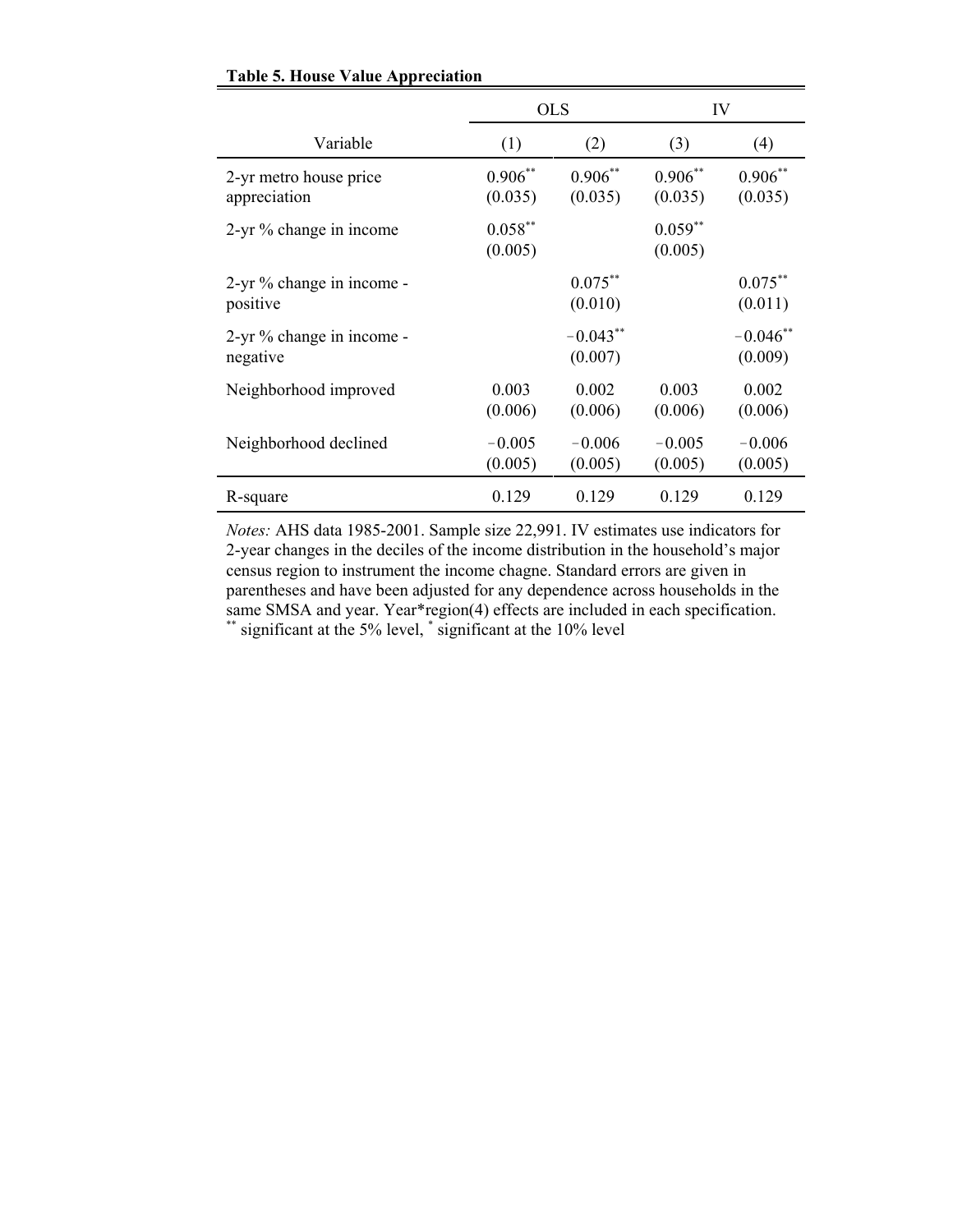**Table 5. House Value Appreciation**

| | OLS | | IV | |
|---|---|---|---|---|
| Variable | (1) | (2) | (3) | (4) |
| 2-yr metro house price appreciation | 0.906** (0.035) | 0.906** (0.035) | 0.906** (0.035) | 0.906** (0.035) |
| 2-yr % change in income | 0.058** (0.005) | | 0.059** (0.005) | |
| 2-yr % change in income - positive | | 0.075** (0.010) | | 0.075** (0.011) |
| 2-yr % change in income - negative | | −0.043** (0.007) | | −0.046** (0.009) |
| Neighborhood improved | 0.003 (0.006) | 0.002 (0.006) | 0.003 (0.006) | 0.002 (0.006) |
| Neighborhood declined | −0.005 (0.005) | −0.006 (0.005) | −0.005 (0.005) | −0.006 (0.005) |
| R-square | 0.129 | 0.129 | 0.129 | 0.129 |

*Notes:* AHS data 1985-2001. Sample size 22,991. IV estimates use indicators for 2-year changes in the deciles of the income distribution in the household's major census region to instrument the income chagne. Standard errors are given in parentheses and have been adjusted for any dependence across households in the same SMSA and year. Year*region(4) effects are included in each specification.
** significant at the 5% level, * significant at the 10% level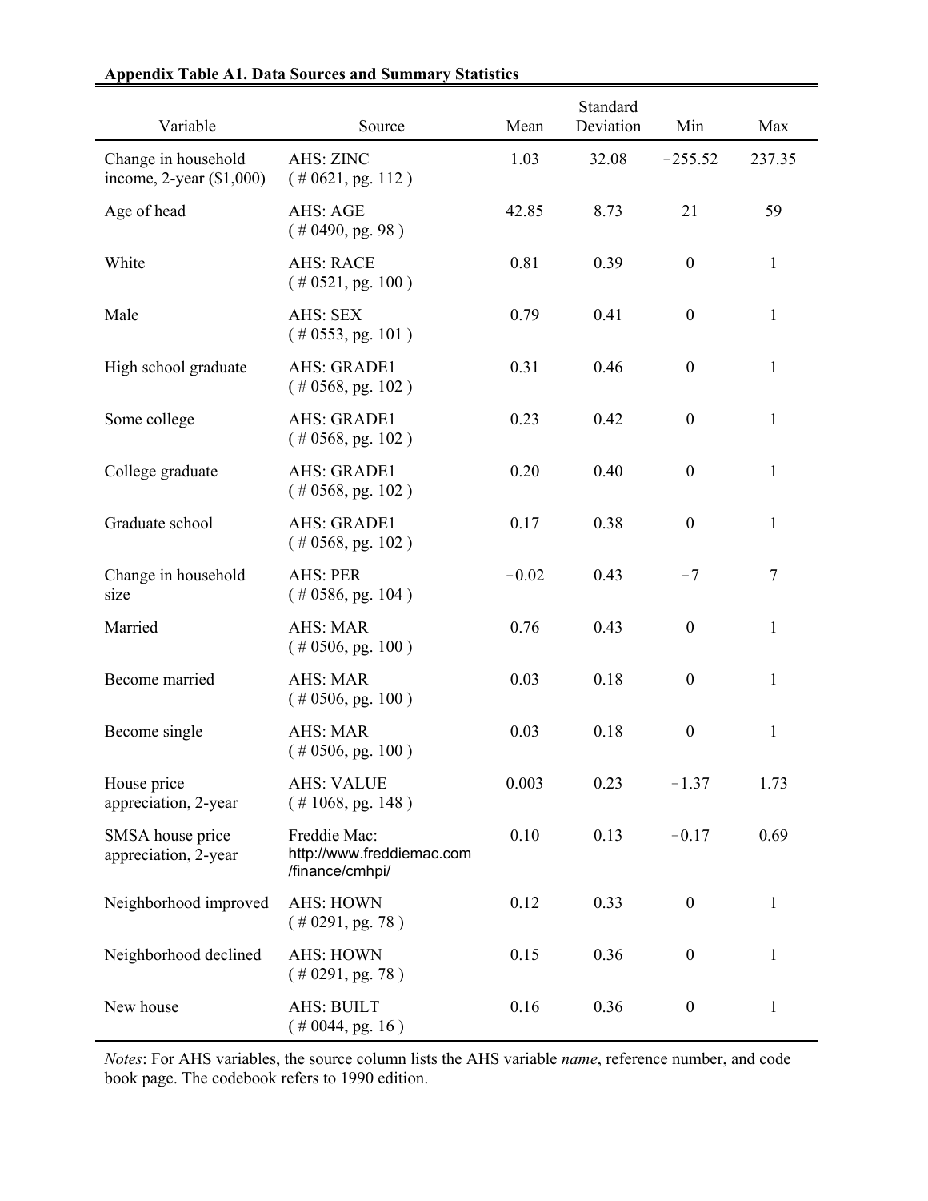**Appendix Table A1. Data Sources and Summary Statistics**

| Variable | Source | Mean | Standard Deviation | Min | Max |
|---|---|---|---|---|---|
| Change in household income, 2-year ($1,000) | AHS: ZINC ( # 0621, pg. 112 ) | 1.03 | 32.08 | −255.52 | 237.35 |
| Age of head | AHS: AGE ( # 0490, pg. 98 ) | 42.85 | 8.73 | 21 | 59 |
| White | AHS: RACE ( # 0521, pg. 100 ) | 0.81 | 0.39 | 0 | 1 |
| Male | AHS: SEX ( # 0553, pg. 101 ) | 0.79 | 0.41 | 0 | 1 |
| High school graduate | AHS: GRADE1 ( # 0568, pg. 102 ) | 0.31 | 0.46 | 0 | 1 |
| Some college | AHS: GRADE1 ( # 0568, pg. 102 ) | 0.23 | 0.42 | 0 | 1 |
| College graduate | AHS: GRADE1 ( # 0568, pg. 102 ) | 0.20 | 0.40 | 0 | 1 |
| Graduate school | AHS: GRADE1 ( # 0568, pg. 102 ) | 0.17 | 0.38 | 0 | 1 |
| Change in household size | AHS: PER ( # 0586, pg. 104 ) | −0.02 | 0.43 | −7 | 7 |
| Married | AHS: MAR ( # 0506, pg. 100 ) | 0.76 | 0.43 | 0 | 1 |
| Become married | AHS: MAR ( # 0506, pg. 100 ) | 0.03 | 0.18 | 0 | 1 |
| Become single | AHS: MAR ( # 0506, pg. 100 ) | 0.03 | 0.18 | 0 | 1 |
| House price appreciation, 2-year | AHS: VALUE ( # 1068, pg. 148 ) | 0.003 | 0.23 | −1.37 | 1.73 |
| SMSA house price appreciation, 2-year | Freddie Mac: http://www.freddiemac.com/finance/cmhpi/ | 0.10 | 0.13 | −0.17 | 0.69 |
| Neighborhood improved | AHS: HOWN ( # 0291, pg. 78 ) | 0.12 | 0.33 | 0 | 1 |
| Neighborhood declined | AHS: HOWN ( # 0291, pg. 78 ) | 0.15 | 0.36 | 0 | 1 |
| New house | AHS: BUILT ( # 0044, pg. 16 ) | 0.16 | 0.36 | 0 | 1 |

*Notes*: For AHS variables, the source column lists the AHS variable *name*, reference number, and code book page. The codebook refers to 1990 edition.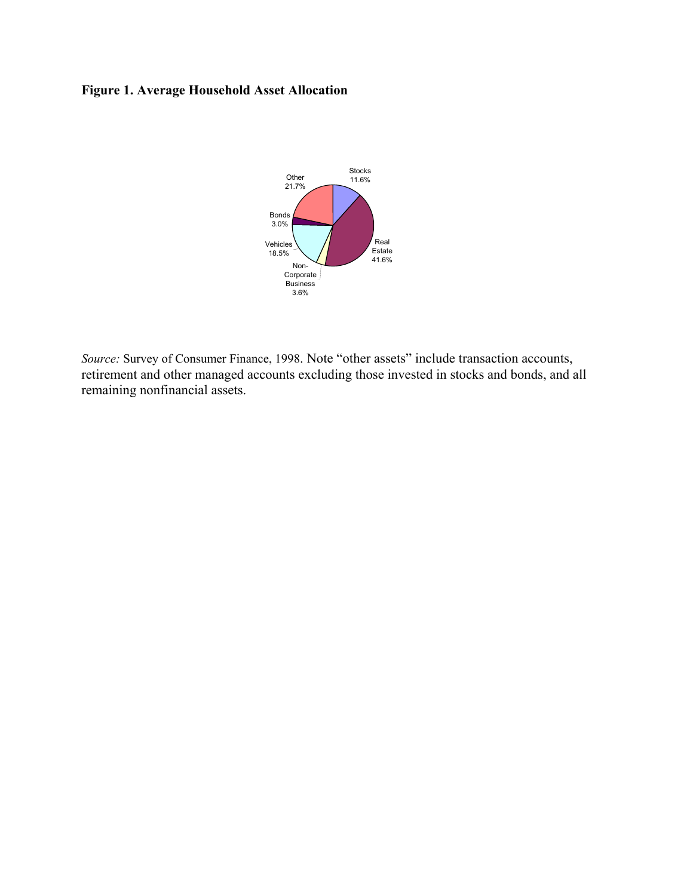**Figure 1. Average Household Asset Allocation**

Other 21.7%

Stocks 11.6%

Bonds 3.0%

Vehicles 18.5%

Real Estate 41.6%

Non-Corporate Business 3.6%

*Source:* Survey of Consumer Finance, 1998. Note "other assets" include transaction accounts, retirement and other managed accounts excluding those invested in stocks and bonds, and all remaining nonfinancial assets.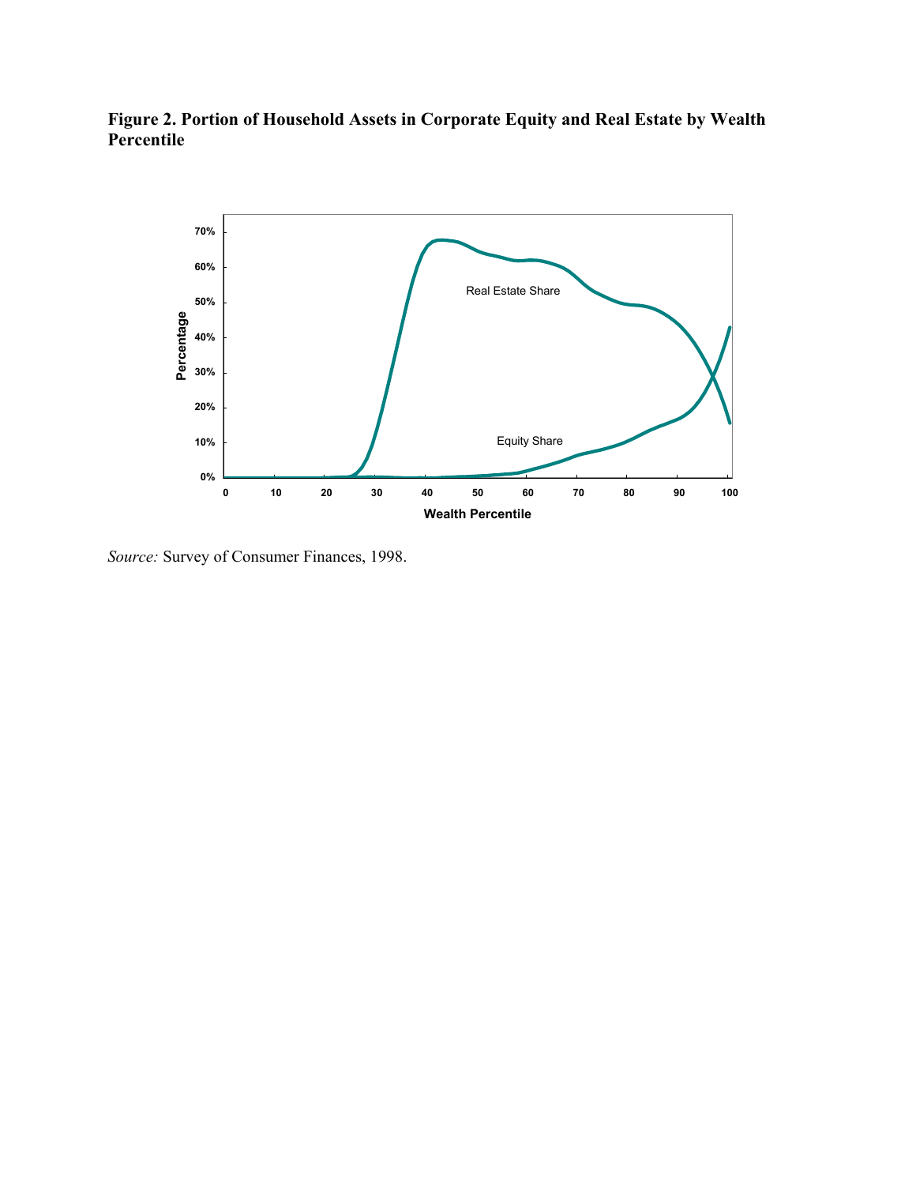**Figure 2. Portion of Household Assets in Corporate Equity and Real Estate by Wealth Percentile**

*Source:* Survey of Consumer Finances, 1998.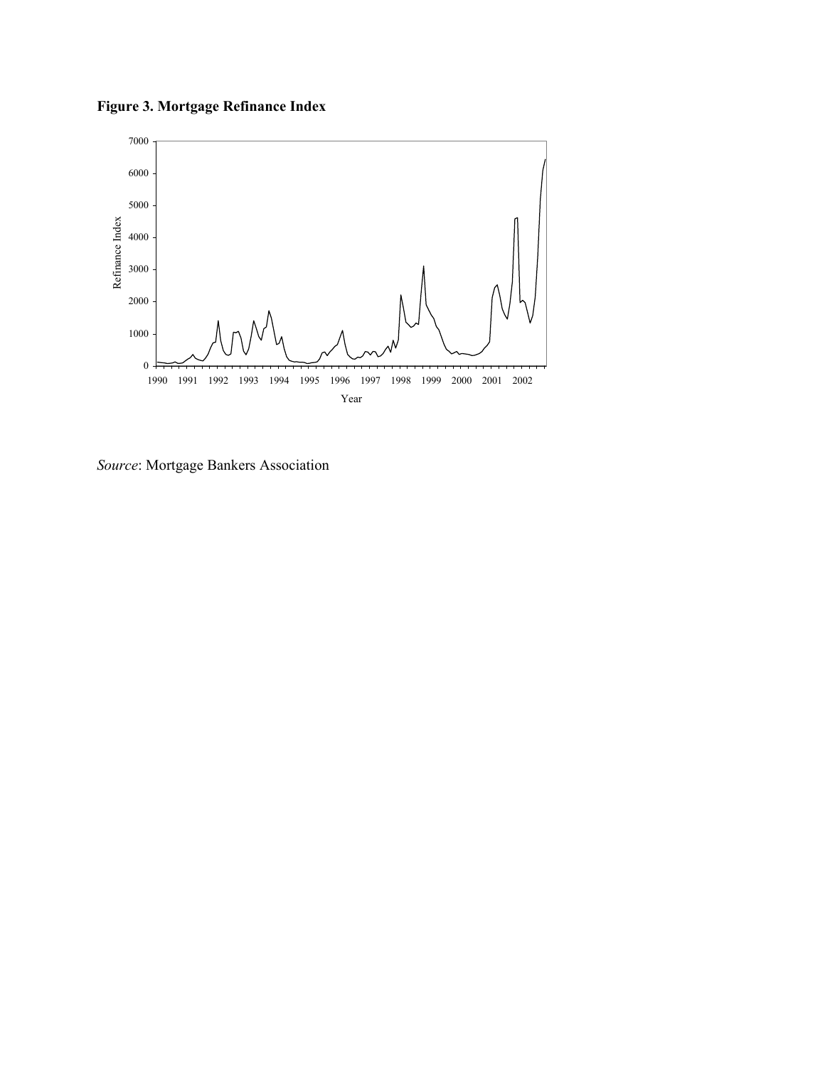**Figure 3. Mortgage Refinance Index**

*Source*: Mortgage Bankers Association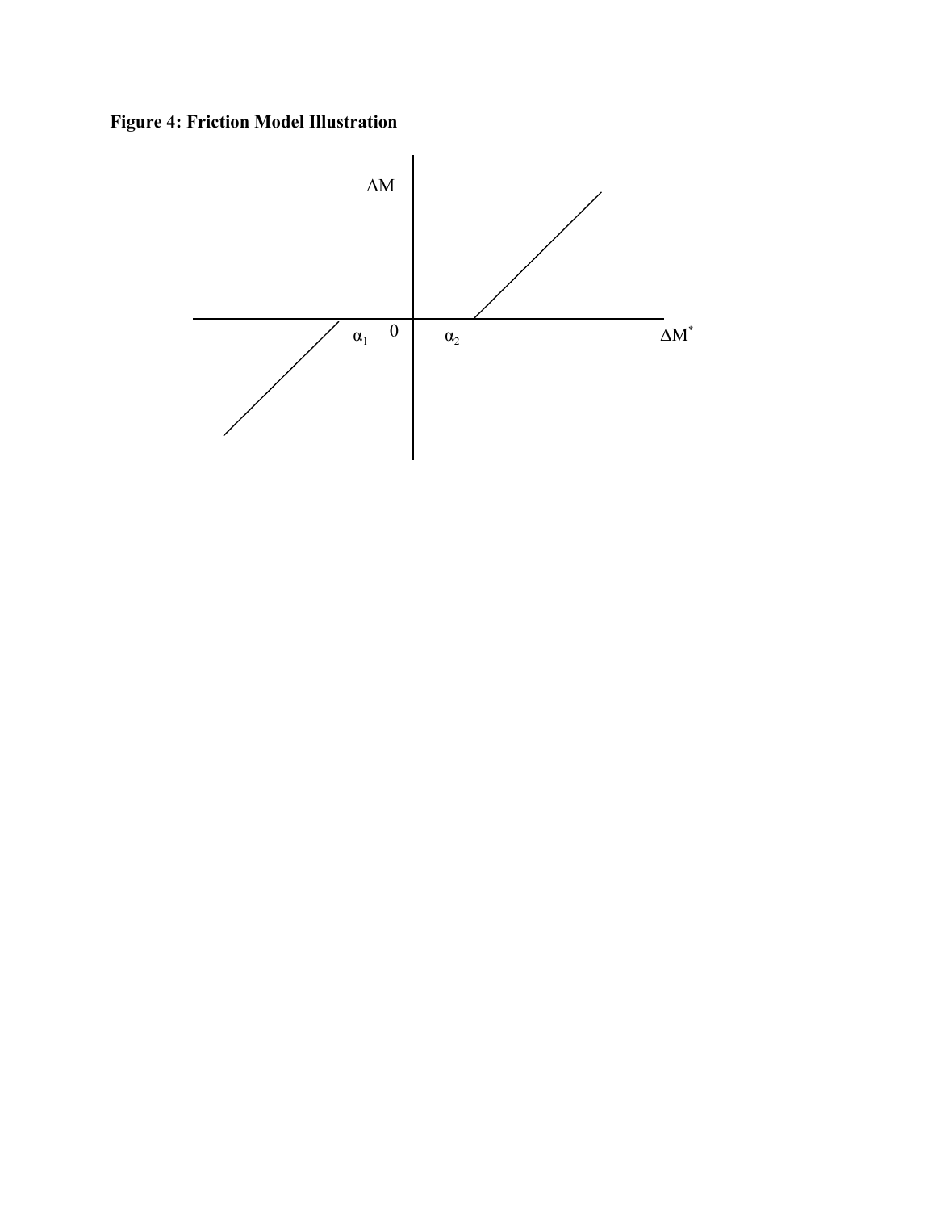**Figure 4: Friction Model Illustration**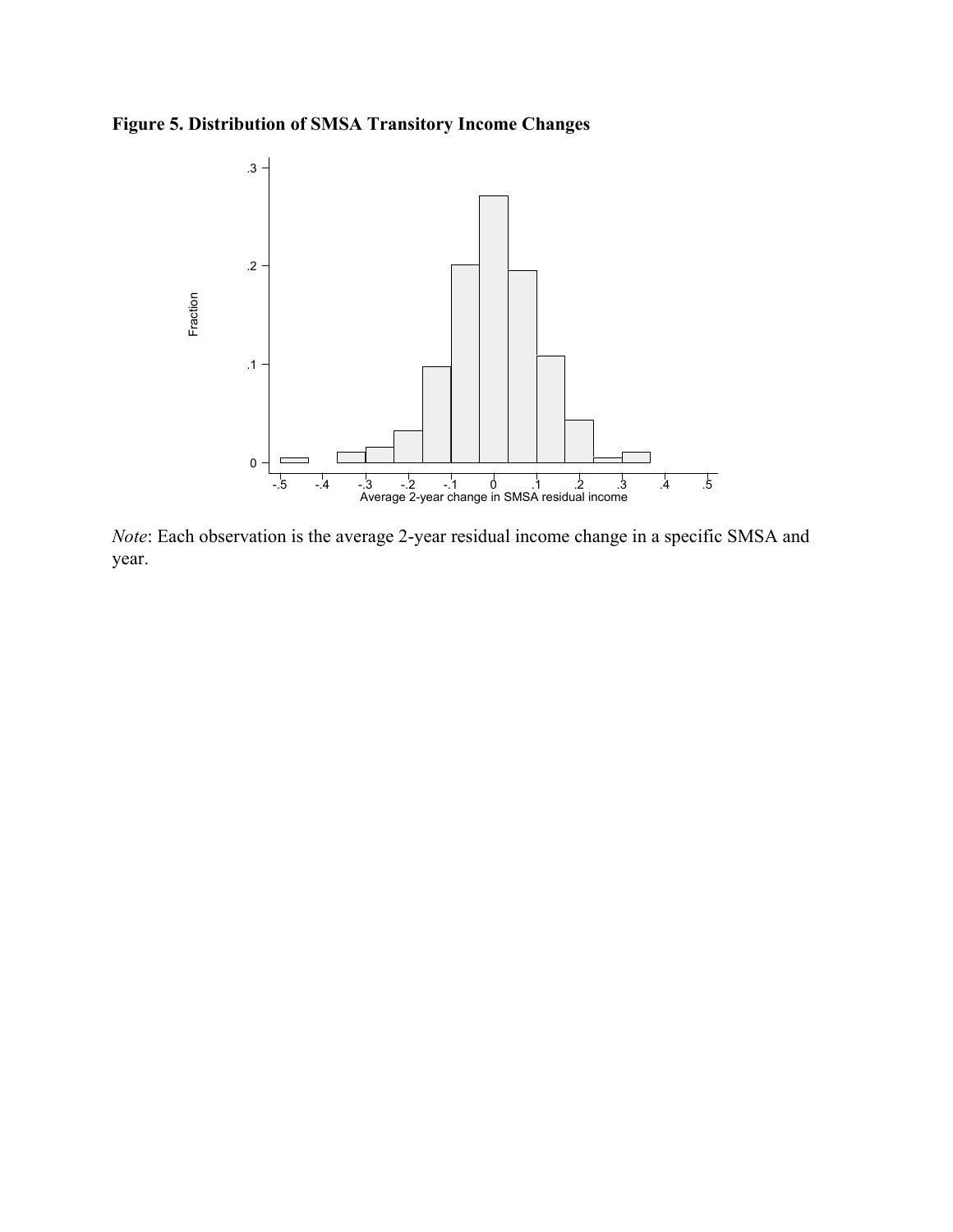**Figure 5. Distribution of SMSA Transitory Income Changes**

.3
.2
.1
0
Fraction

-.5 -.4 -.3 -.2 -.1 0 .1 .2 .3 .4 .5
Average 2-year change in SMSA residual income

*Note*: Each observation is the average 2-year residual income change in a specific SMSA and year.